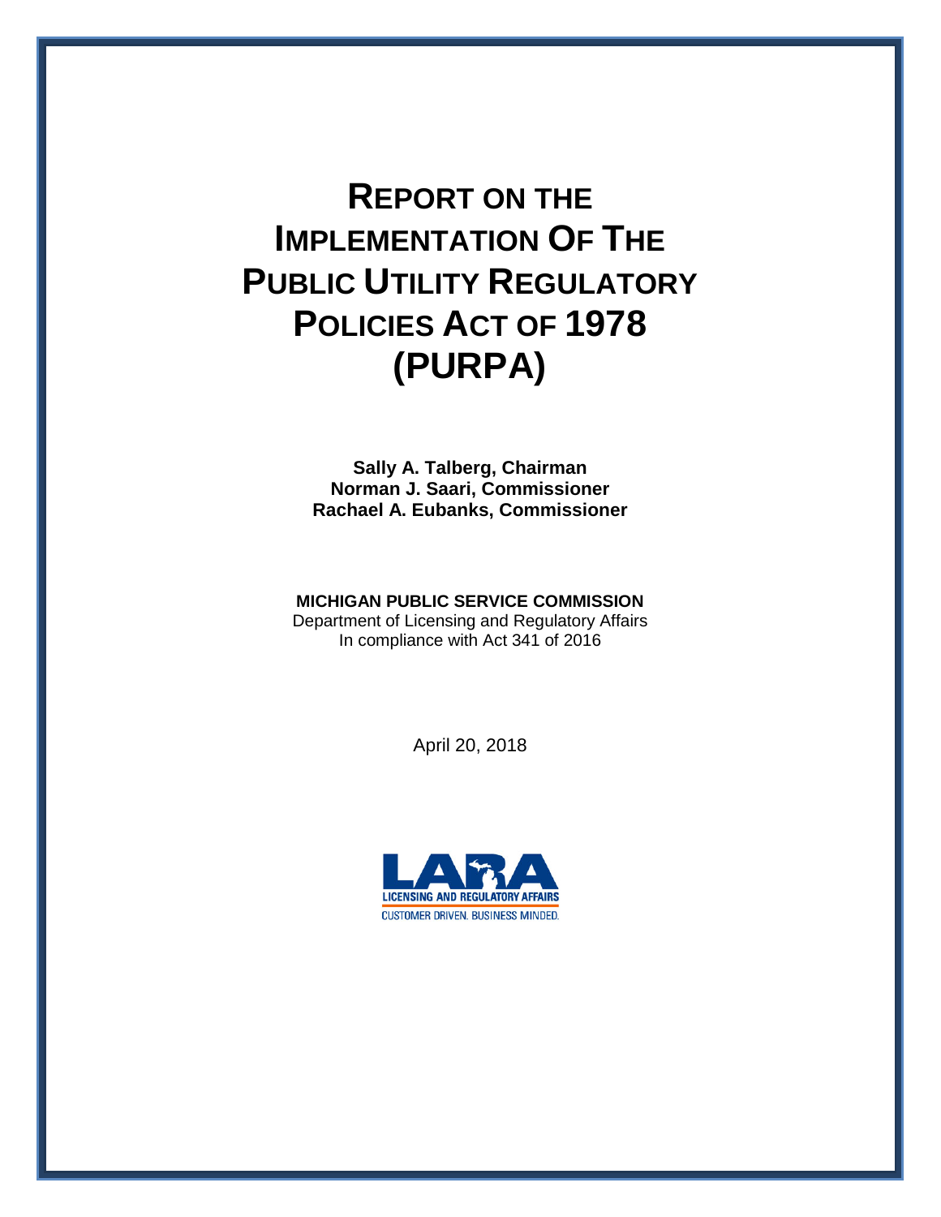# Report on the Implementation Of The Public Utility Regulatory Policies Act of 1978 (PURPA)

**Sally A. Talberg, Chairman**
**Norman J. Saari, Commissioner**
**Rachael A. Eubanks, Commissioner**

**MICHIGAN PUBLIC SERVICE COMMISSION**
Department of Licensing and Regulatory Affairs
In compliance with Act 341 of 2016

April 20, 2018

LARA
LICENSING AND REGULATORY AFFAIRS
CUSTOMER DRIVEN. BUSINESS MINDED.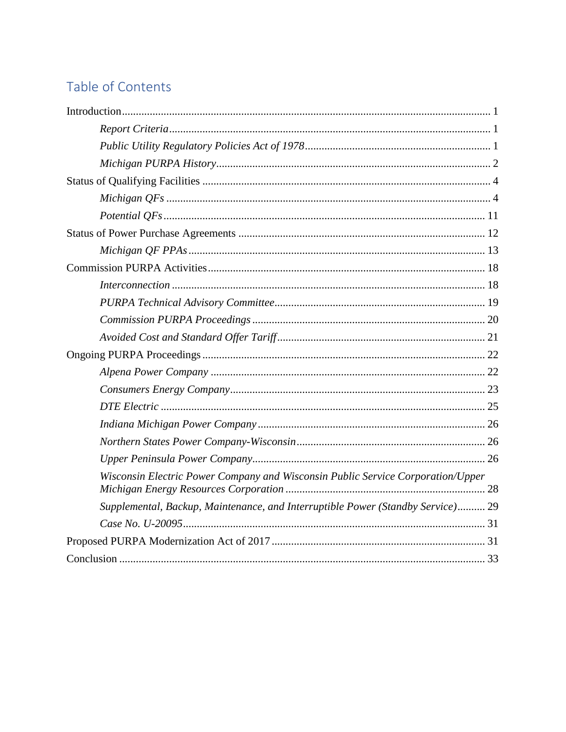## Table of Contents

Introduction .................................................................................................................. 1

*Report Criteria* .................................................................................................. 1

*Public Utility Regulatory Policies Act of 1978* .................................................. 1

*Michigan PURPA History* .................................................................................. 2

Status of Qualifying Facilities .................................................................................... 4

*Michigan QFs* ..................................................................................................... 4

*Potential QFs* ..................................................................................................... 11

Status of Power Purchase Agreements ..................................................................... 12

*Michigan QF PPAs* ............................................................................................ 13

Commission PURPA Activities ................................................................................ 18

*Interconnection* ................................................................................................. 18

*PURPA Technical Advisory Committee* ........................................................... 19

*Commission PURPA Proceedings* ................................................................... 20

*Avoided Cost and Standard Offer Tariff* .......................................................... 21

Ongoing PURPA Proceedings ................................................................................... 22

*Alpena Power Company* ................................................................................... 22

*Consumers Energy Company* ........................................................................... 23

*DTE Electric* ..................................................................................................... 25

*Indiana Michigan Power Company* ................................................................. 26

*Northern States Power Company-Wisconsin* ................................................... 26

*Upper Peninsula Power Company* ................................................................... 26

*Wisconsin Electric Power Company and Wisconsin Public Service Corporation/Upper Michigan Energy Resources Corporation* ........................................................ 28

*Supplemental, Backup, Maintenance, and Interruptible Power (Standby Service)* .......... 29

*Case No. U-20095* ............................................................................................. 31

Proposed PURPA Modernization Act of 2017 ......................................................... 31

Conclusion ................................................................................................................ 33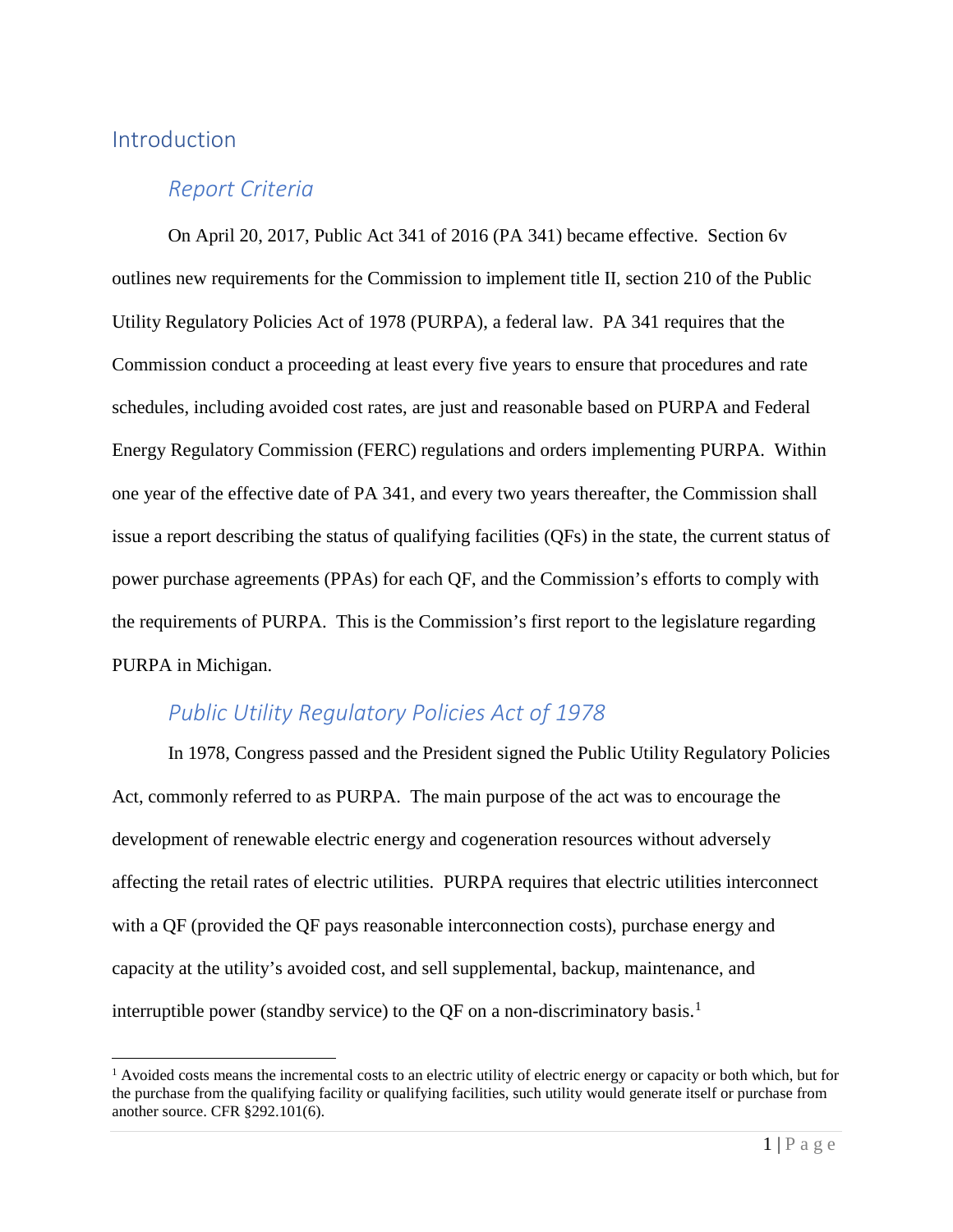## Introduction

### *Report Criteria*

On April 20, 2017, Public Act 341 of 2016 (PA 341) became effective. Section 6v outlines new requirements for the Commission to implement title II, section 210 of the Public Utility Regulatory Policies Act of 1978 (PURPA), a federal law. PA 341 requires that the Commission conduct a proceeding at least every five years to ensure that procedures and rate schedules, including avoided cost rates, are just and reasonable based on PURPA and Federal Energy Regulatory Commission (FERC) regulations and orders implementing PURPA. Within one year of the effective date of PA 341, and every two years thereafter, the Commission shall issue a report describing the status of qualifying facilities (QFs) in the state, the current status of power purchase agreements (PPAs) for each QF, and the Commission's efforts to comply with the requirements of PURPA. This is the Commission's first report to the legislature regarding PURPA in Michigan.

### *Public Utility Regulatory Policies Act of 1978*

In 1978, Congress passed and the President signed the Public Utility Regulatory Policies Act, commonly referred to as PURPA. The main purpose of the act was to encourage the development of renewable electric energy and cogeneration resources without adversely affecting the retail rates of electric utilities. PURPA requires that electric utilities interconnect with a QF (provided the QF pays reasonable interconnection costs), purchase energy and capacity at the utility's avoided cost, and sell supplemental, backup, maintenance, and interruptible power (standby service) to the QF on a non-discriminatory basis.[1]

[1] Avoided costs means the incremental costs to an electric utility of electric energy or capacity or both which, but for the purchase from the qualifying facility or qualifying facilities, such utility would generate itself or purchase from another source. CFR §292.101(6).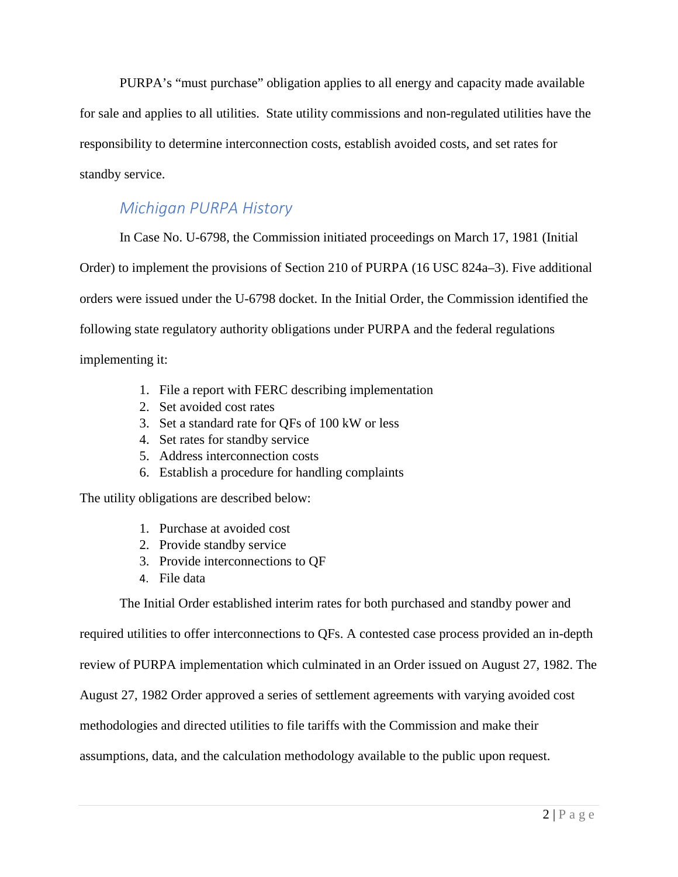PURPA's "must purchase" obligation applies to all energy and capacity made available for sale and applies to all utilities. State utility commissions and non-regulated utilities have the responsibility to determine interconnection costs, establish avoided costs, and set rates for standby service.

## *Michigan PURPA History*

In Case No. U-6798, the Commission initiated proceedings on March 17, 1981 (Initial Order) to implement the provisions of Section 210 of PURPA (16 USC 824a–3). Five additional orders were issued under the U-6798 docket. In the Initial Order, the Commission identified the following state regulatory authority obligations under PURPA and the federal regulations implementing it:

1. File a report with FERC describing implementation
2. Set avoided cost rates
3. Set a standard rate for QFs of 100 kW or less
4. Set rates for standby service
5. Address interconnection costs
6. Establish a procedure for handling complaints

The utility obligations are described below:

1. Purchase at avoided cost
2. Provide standby service
3. Provide interconnections to QF
4. File data

The Initial Order established interim rates for both purchased and standby power and required utilities to offer interconnections to QFs. A contested case process provided an in-depth review of PURPA implementation which culminated in an Order issued on August 27, 1982. The August 27, 1982 Order approved a series of settlement agreements with varying avoided cost methodologies and directed utilities to file tariffs with the Commission and make their assumptions, data, and the calculation methodology available to the public upon request.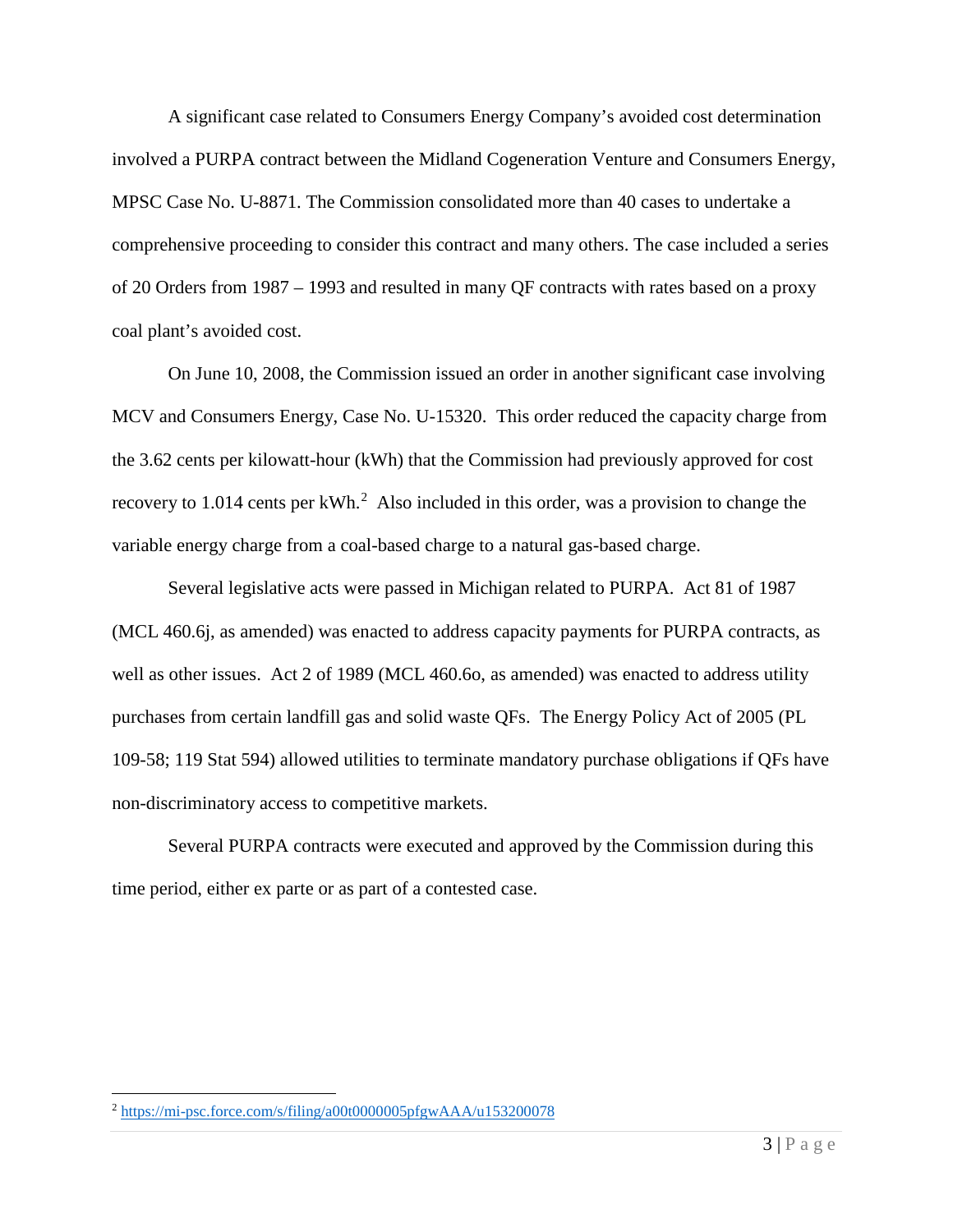A significant case related to Consumers Energy Company's avoided cost determination involved a PURPA contract between the Midland Cogeneration Venture and Consumers Energy, MPSC Case No. U-8871. The Commission consolidated more than 40 cases to undertake a comprehensive proceeding to consider this contract and many others. The case included a series of 20 Orders from 1987 – 1993 and resulted in many QF contracts with rates based on a proxy coal plant's avoided cost.

On June 10, 2008, the Commission issued an order in another significant case involving MCV and Consumers Energy, Case No. U-15320. This order reduced the capacity charge from the 3.62 cents per kilowatt-hour (kWh) that the Commission had previously approved for cost recovery to 1.014 cents per kWh.[2] Also included in this order, was a provision to change the variable energy charge from a coal-based charge to a natural gas-based charge.

Several legislative acts were passed in Michigan related to PURPA. Act 81 of 1987 (MCL 460.6j, as amended) was enacted to address capacity payments for PURPA contracts, as well as other issues. Act 2 of 1989 (MCL 460.6o, as amended) was enacted to address utility purchases from certain landfill gas and solid waste QFs. The Energy Policy Act of 2005 (PL 109-58; 119 Stat 594) allowed utilities to terminate mandatory purchase obligations if QFs have non-discriminatory access to competitive markets.

Several PURPA contracts were executed and approved by the Commission during this time period, either ex parte or as part of a contested case.

---

[2] https://mi-psc.force.com/s/filing/a00t0000005pfgwAAA/u153200078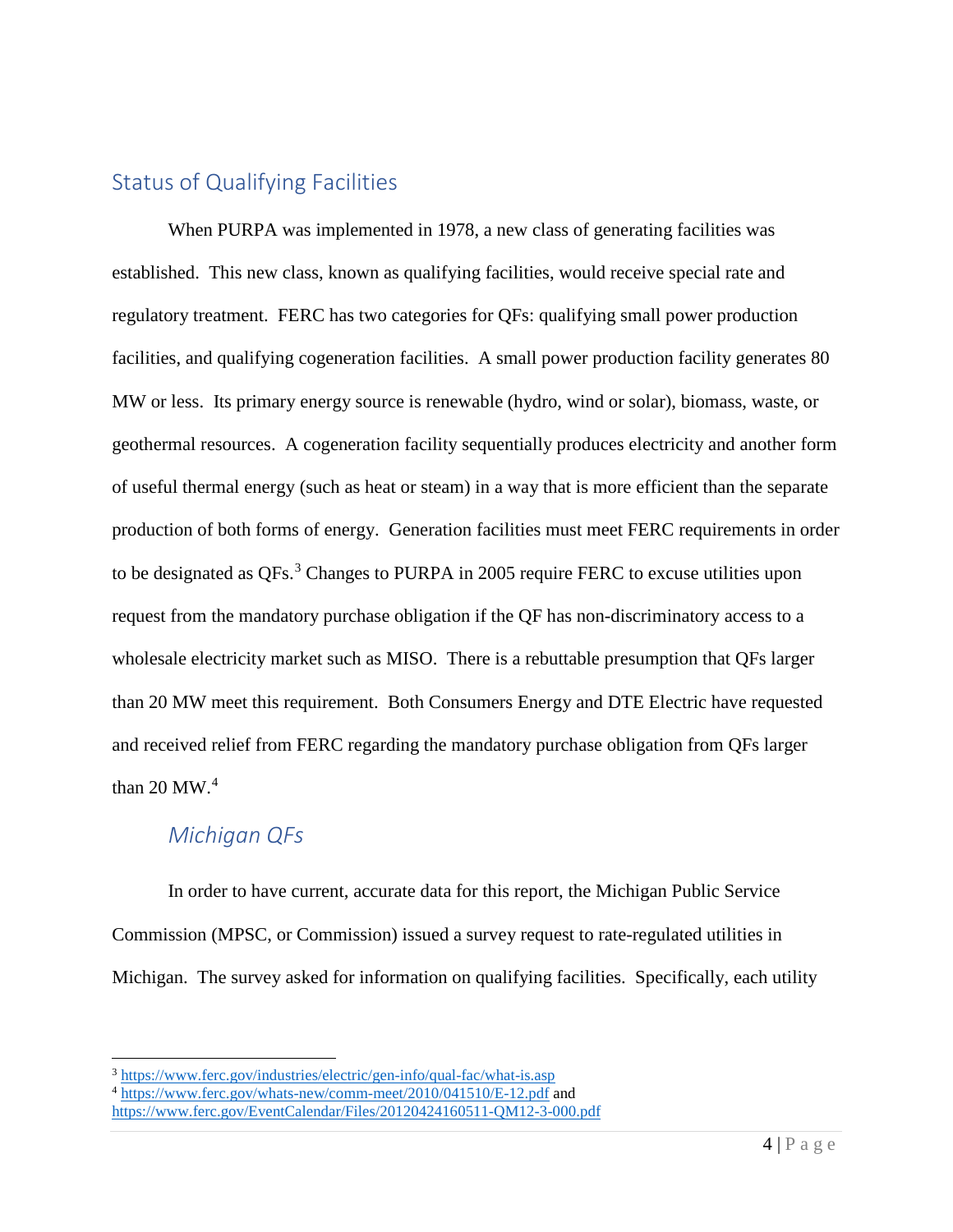## Status of Qualifying Facilities

When PURPA was implemented in 1978, a new class of generating facilities was established. This new class, known as qualifying facilities, would receive special rate and regulatory treatment. FERC has two categories for QFs: qualifying small power production facilities, and qualifying cogeneration facilities. A small power production facility generates 80 MW or less. Its primary energy source is renewable (hydro, wind or solar), biomass, waste, or geothermal resources. A cogeneration facility sequentially produces electricity and another form of useful thermal energy (such as heat or steam) in a way that is more efficient than the separate production of both forms of energy. Generation facilities must meet FERC requirements in order to be designated as QFs.[3] Changes to PURPA in 2005 require FERC to excuse utilities upon request from the mandatory purchase obligation if the QF has non-discriminatory access to a wholesale electricity market such as MISO. There is a rebuttable presumption that QFs larger than 20 MW meet this requirement. Both Consumers Energy and DTE Electric have requested and received relief from FERC regarding the mandatory purchase obligation from QFs larger than 20 MW.[4]

### *Michigan QFs*

In order to have current, accurate data for this report, the Michigan Public Service Commission (MPSC, or Commission) issued a survey request to rate-regulated utilities in Michigan. The survey asked for information on qualifying facilities. Specifically, each utility

---

[3] https://www.ferc.gov/industries/electric/gen-info/qual-fac/what-is.asp

[4] https://www.ferc.gov/whats-new/comm-meet/2010/041510/E-12.pdf and https://www.ferc.gov/EventCalendar/Files/20120424160511-QM12-3-000.pdf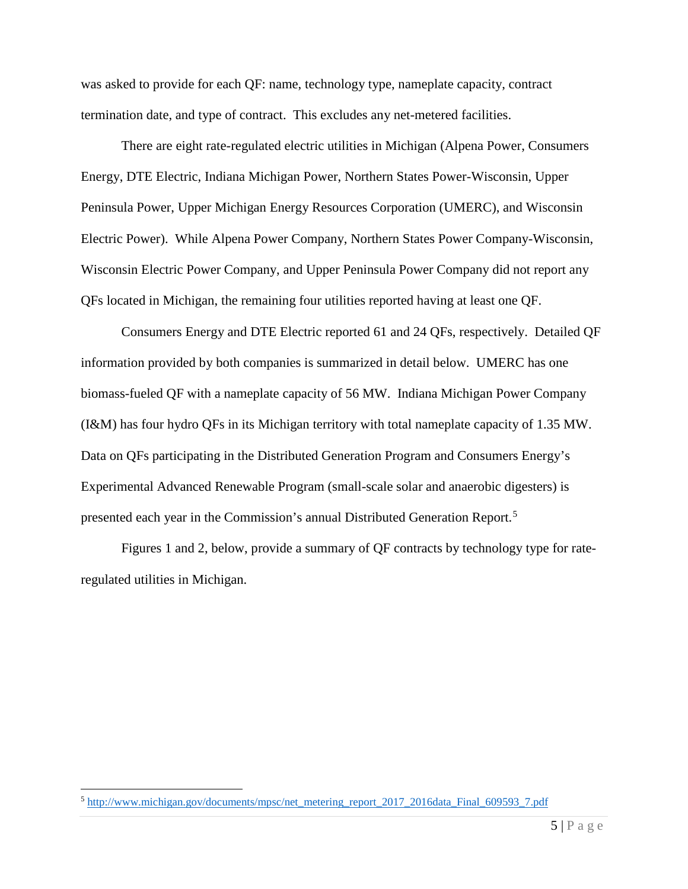was asked to provide for each QF: name, technology type, nameplate capacity, contract termination date, and type of contract. This excludes any net-metered facilities.

There are eight rate-regulated electric utilities in Michigan (Alpena Power, Consumers Energy, DTE Electric, Indiana Michigan Power, Northern States Power-Wisconsin, Upper Peninsula Power, Upper Michigan Energy Resources Corporation (UMERC), and Wisconsin Electric Power). While Alpena Power Company, Northern States Power Company-Wisconsin, Wisconsin Electric Power Company, and Upper Peninsula Power Company did not report any QFs located in Michigan, the remaining four utilities reported having at least one QF.

Consumers Energy and DTE Electric reported 61 and 24 QFs, respectively. Detailed QF information provided by both companies is summarized in detail below. UMERC has one biomass-fueled QF with a nameplate capacity of 56 MW. Indiana Michigan Power Company (I&M) has four hydro QFs in its Michigan territory with total nameplate capacity of 1.35 MW. Data on QFs participating in the Distributed Generation Program and Consumers Energy's Experimental Advanced Renewable Program (small-scale solar and anaerobic digesters) is presented each year in the Commission's annual Distributed Generation Report.[5]

Figures 1 and 2, below, provide a summary of QF contracts by technology type for rate-regulated utilities in Michigan.

---

[5] http://www.michigan.gov/documents/mpsc/net_metering_report_2017_2016data_Final_609593_7.pdf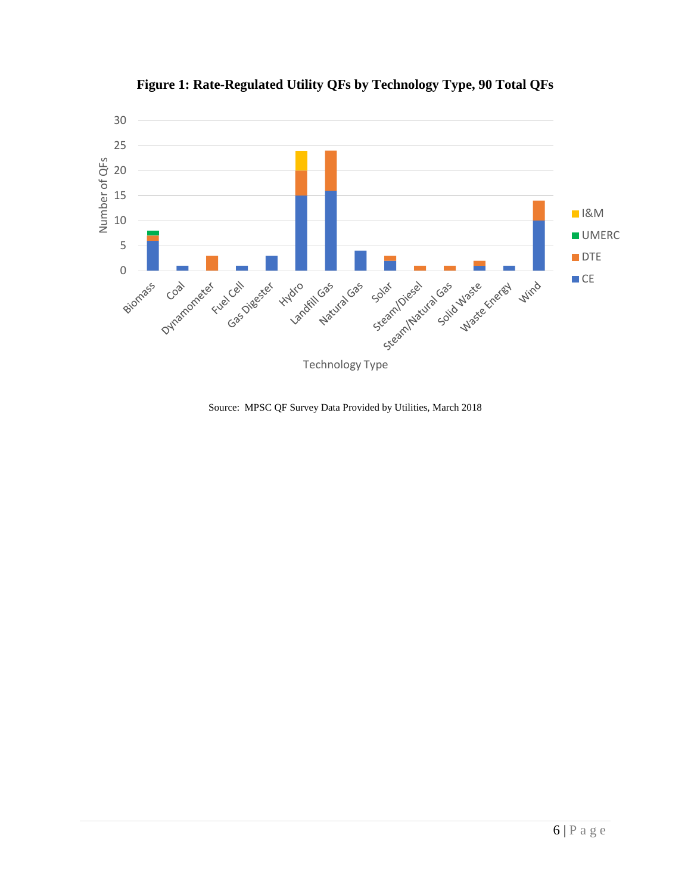**Figure 1: Rate-Regulated Utility QFs by Technology Type, 90 Total QFs**

Source: MPSC QF Survey Data Provided by Utilities, March 2018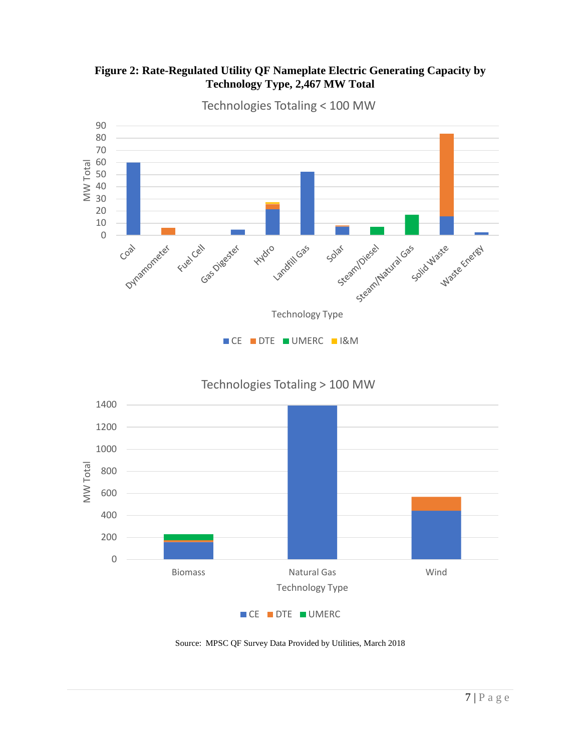**Figure 2: Rate-Regulated Utility QF Nameplate Electric Generating Capacity by Technology Type, 2,467 MW Total**

Source: MPSC QF Survey Data Provided by Utilities, March 2018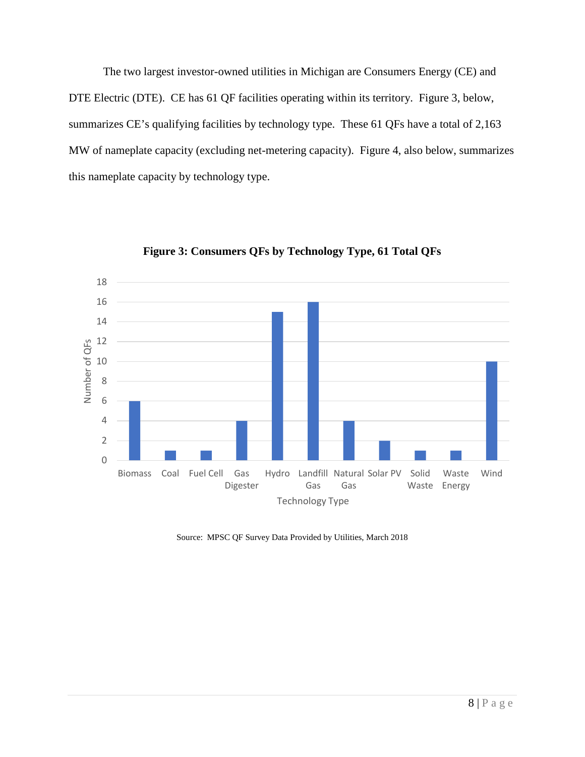The two largest investor-owned utilities in Michigan are Consumers Energy (CE) and DTE Electric (DTE). CE has 61 QF facilities operating within its territory. Figure 3, below, summarizes CE's qualifying facilities by technology type. These 61 QFs have a total of 2,163 MW of nameplate capacity (excluding net-metering capacity). Figure 4, also below, summarizes this nameplate capacity by technology type.

**Figure 3: Consumers QFs by Technology Type, 61 Total QFs**

| Technology Type | Number of QFs |
|---|---|
| Biomass | 6 |
| Coal | 1 |
| Fuel Cell | 1 |
| Gas Digester | 4 |
| Hydro | 15 |
| Landfill Gas | 16 |
| Natural Gas | 4 |
| Solar PV | 2 |
| Solid Waste | 1 |
| Waste Energy | 1 |
| Wind | 10 |

Source: MPSC QF Survey Data Provided by Utilities, March 2018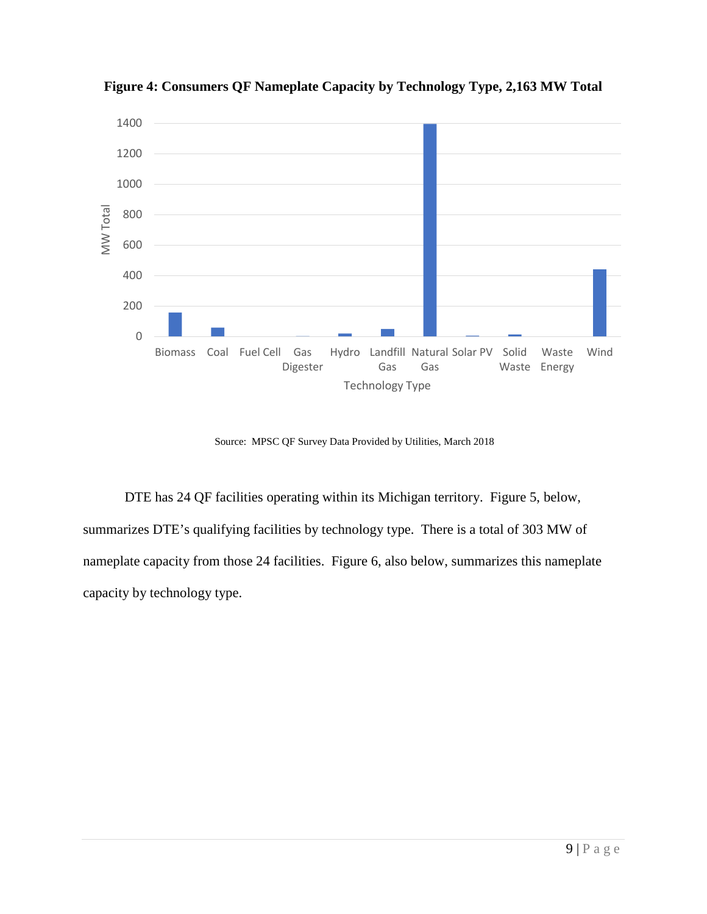**Figure 4: Consumers QF Nameplate Capacity by Technology Type, 2,163 MW Total**

Source: MPSC QF Survey Data Provided by Utilities, March 2018

DTE has 24 QF facilities operating within its Michigan territory. Figure 5, below, summarizes DTE's qualifying facilities by technology type. There is a total of 303 MW of nameplate capacity from those 24 facilities. Figure 6, also below, summarizes this nameplate capacity by technology type.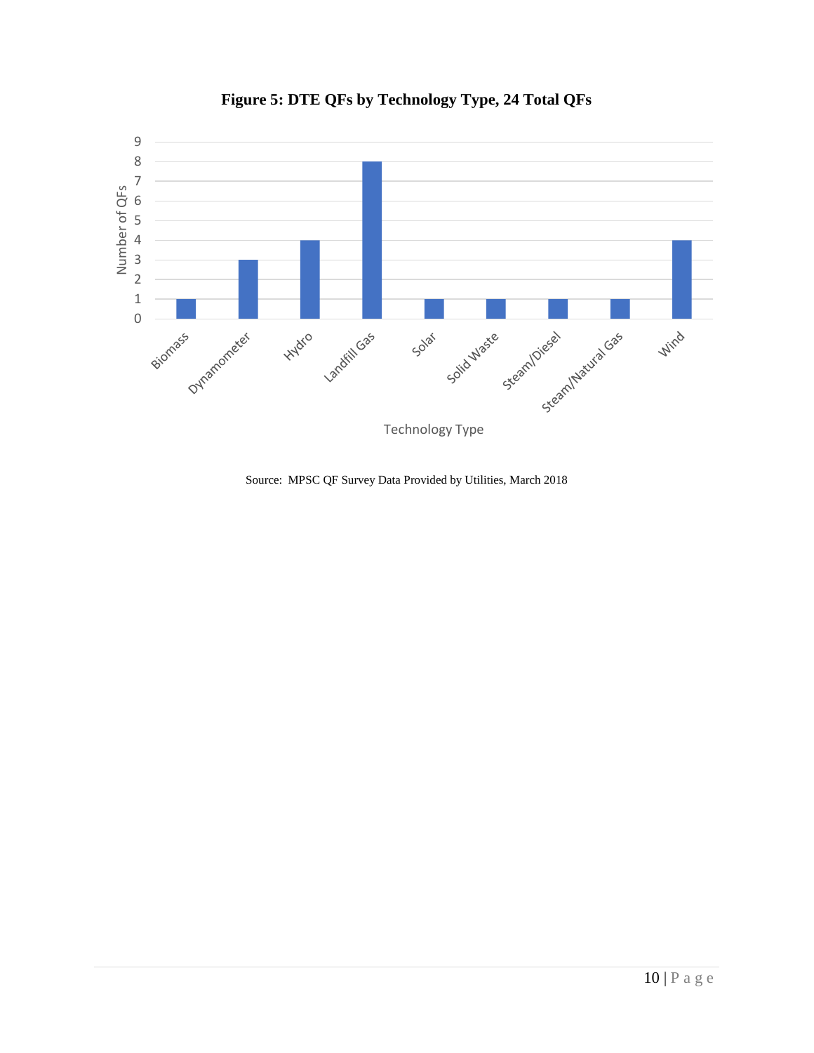**Figure 5: DTE QFs by Technology Type, 24 Total QFs**

| Technology Type | Number of QFs |
|---|---|
| Biomass | 1 |
| Dynamometer | 3 |
| Hydro | 4 |
| Landfill Gas | 8 |
| Solar | 1 |
| Solid Waste | 1 |
| Steam/Diesel | 1 |
| Steam/Natural Gas | 1 |
| Wind | 4 |

Source: MPSC QF Survey Data Provided by Utilities, March 2018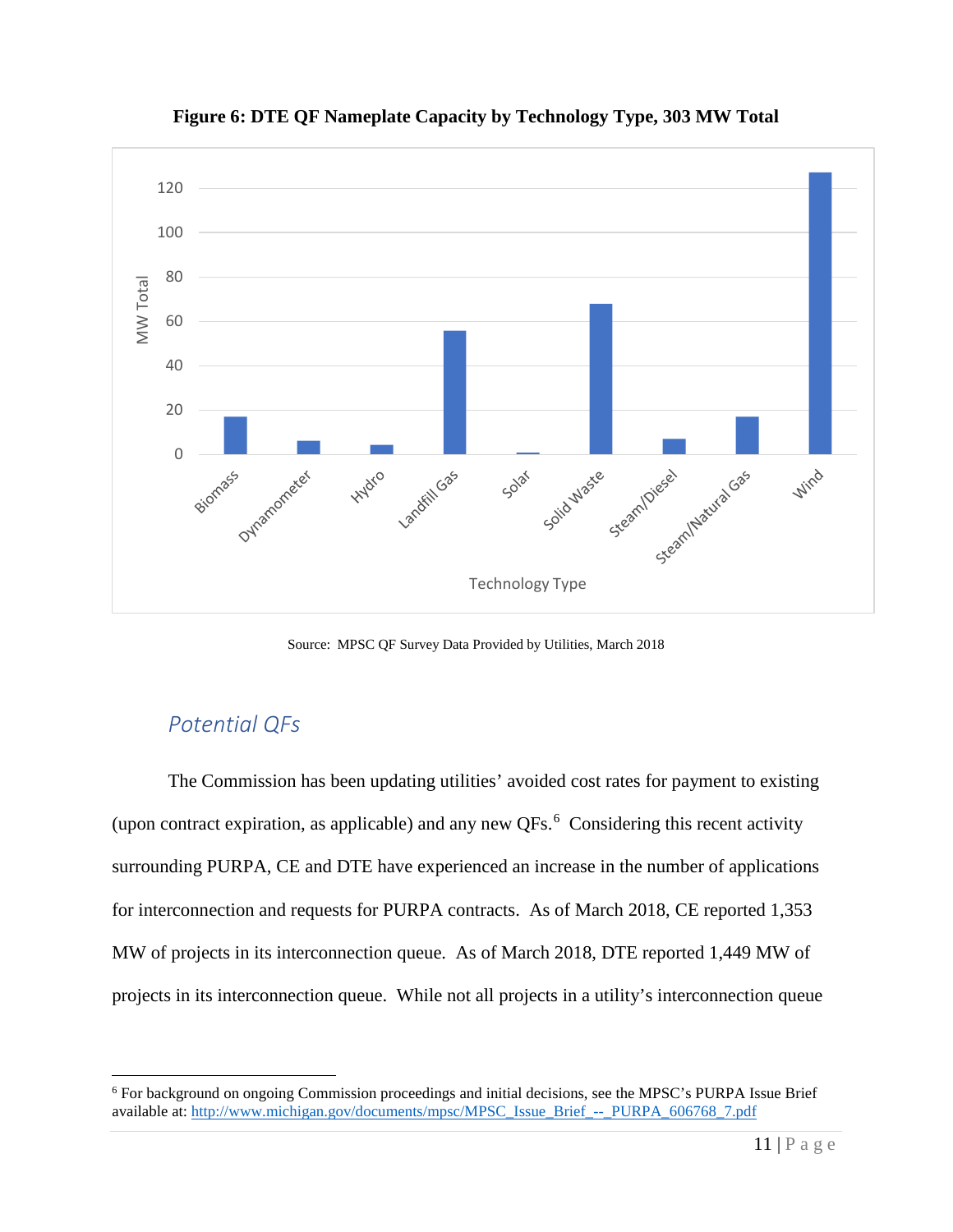**Figure 6: DTE QF Nameplate Capacity by Technology Type, 303 MW Total**

Source: MPSC QF Survey Data Provided by Utilities, March 2018

## *Potential QFs*

The Commission has been updating utilities' avoided cost rates for payment to existing (upon contract expiration, as applicable) and any new QFs.[6] Considering this recent activity surrounding PURPA, CE and DTE have experienced an increase in the number of applications for interconnection and requests for PURPA contracts. As of March 2018, CE reported 1,353 MW of projects in its interconnection queue. As of March 2018, DTE reported 1,449 MW of projects in its interconnection queue. While not all projects in a utility's interconnection queue

---

[6] For background on ongoing Commission proceedings and initial decisions, see the MPSC's PURPA Issue Brief available at: http://www.michigan.gov/documents/mpsc/MPSC_Issue_Brief_--_PURPA_606768_7.pdf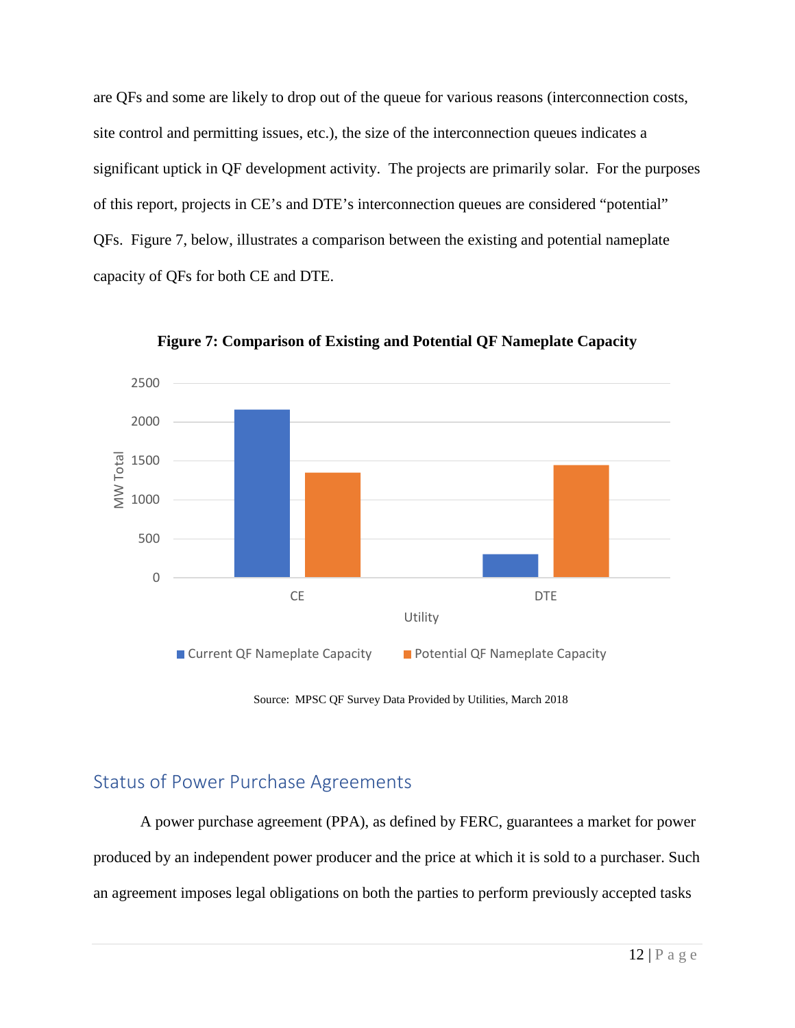are QFs and some are likely to drop out of the queue for various reasons (interconnection costs, site control and permitting issues, etc.), the size of the interconnection queues indicates a significant uptick in QF development activity. The projects are primarily solar. For the purposes of this report, projects in CE's and DTE's interconnection queues are considered "potential" QFs. Figure 7, below, illustrates a comparison between the existing and potential nameplate capacity of QFs for both CE and DTE.

**Figure 7: Comparison of Existing and Potential QF Nameplate Capacity**

Source: MPSC QF Survey Data Provided by Utilities, March 2018

## Status of Power Purchase Agreements

A power purchase agreement (PPA), as defined by FERC, guarantees a market for power produced by an independent power producer and the price at which it is sold to a purchaser. Such an agreement imposes legal obligations on both the parties to perform previously accepted tasks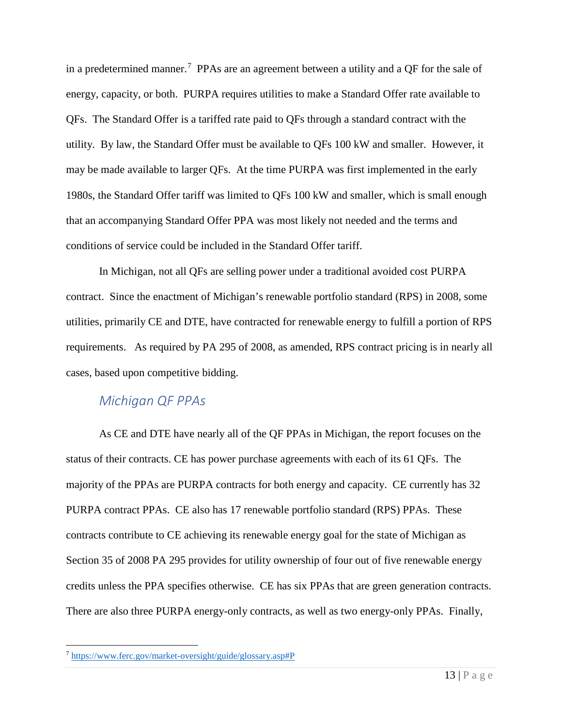in a predetermined manner.[7] PPAs are an agreement between a utility and a QF for the sale of energy, capacity, or both. PURPA requires utilities to make a Standard Offer rate available to QFs. The Standard Offer is a tariffed rate paid to QFs through a standard contract with the utility. By law, the Standard Offer must be available to QFs 100 kW and smaller. However, it may be made available to larger QFs. At the time PURPA was first implemented in the early 1980s, the Standard Offer tariff was limited to QFs 100 kW and smaller, which is small enough that an accompanying Standard Offer PPA was most likely not needed and the terms and conditions of service could be included in the Standard Offer tariff.

In Michigan, not all QFs are selling power under a traditional avoided cost PURPA contract. Since the enactment of Michigan's renewable portfolio standard (RPS) in 2008, some utilities, primarily CE and DTE, have contracted for renewable energy to fulfill a portion of RPS requirements. As required by PA 295 of 2008, as amended, RPS contract pricing is in nearly all cases, based upon competitive bidding.

### *Michigan QF PPAs*

As CE and DTE have nearly all of the QF PPAs in Michigan, the report focuses on the status of their contracts. CE has power purchase agreements with each of its 61 QFs. The majority of the PPAs are PURPA contracts for both energy and capacity. CE currently has 32 PURPA contract PPAs. CE also has 17 renewable portfolio standard (RPS) PPAs. These contracts contribute to CE achieving its renewable energy goal for the state of Michigan as Section 35 of 2008 PA 295 provides for utility ownership of four out of five renewable energy credits unless the PPA specifies otherwise. CE has six PPAs that are green generation contracts. There are also three PURPA energy-only contracts, as well as two energy-only PPAs. Finally,

[7] https://www.ferc.gov/market-oversight/guide/glossary.asp#P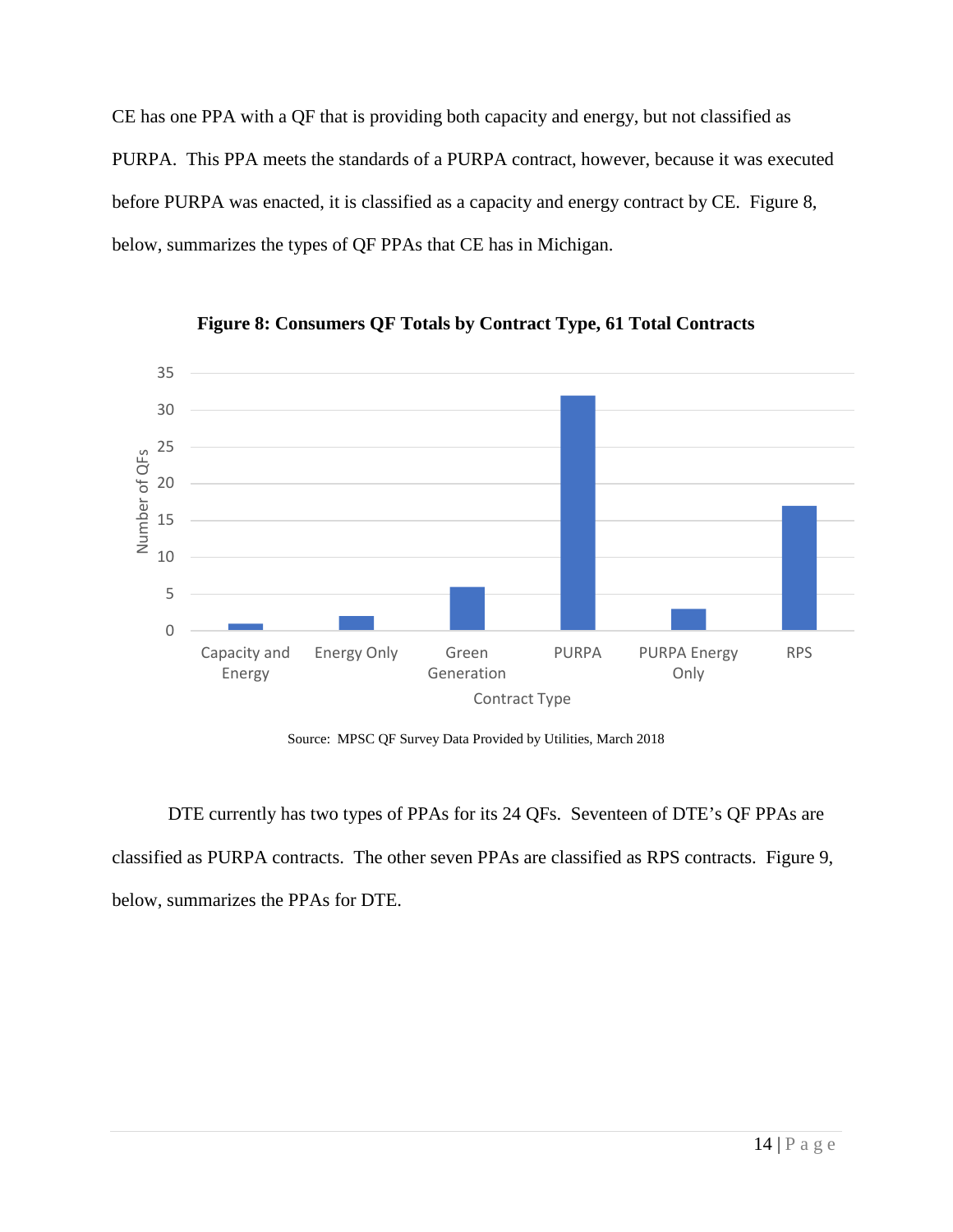CE has one PPA with a QF that is providing both capacity and energy, but not classified as PURPA. This PPA meets the standards of a PURPA contract, however, because it was executed before PURPA was enacted, it is classified as a capacity and energy contract by CE. Figure 8, below, summarizes the types of QF PPAs that CE has in Michigan.

**Figure 8: Consumers QF Totals by Contract Type, 61 Total Contracts**

Source: MPSC QF Survey Data Provided by Utilities, March 2018

DTE currently has two types of PPAs for its 24 QFs. Seventeen of DTE's QF PPAs are classified as PURPA contracts. The other seven PPAs are classified as RPS contracts. Figure 9, below, summarizes the PPAs for DTE.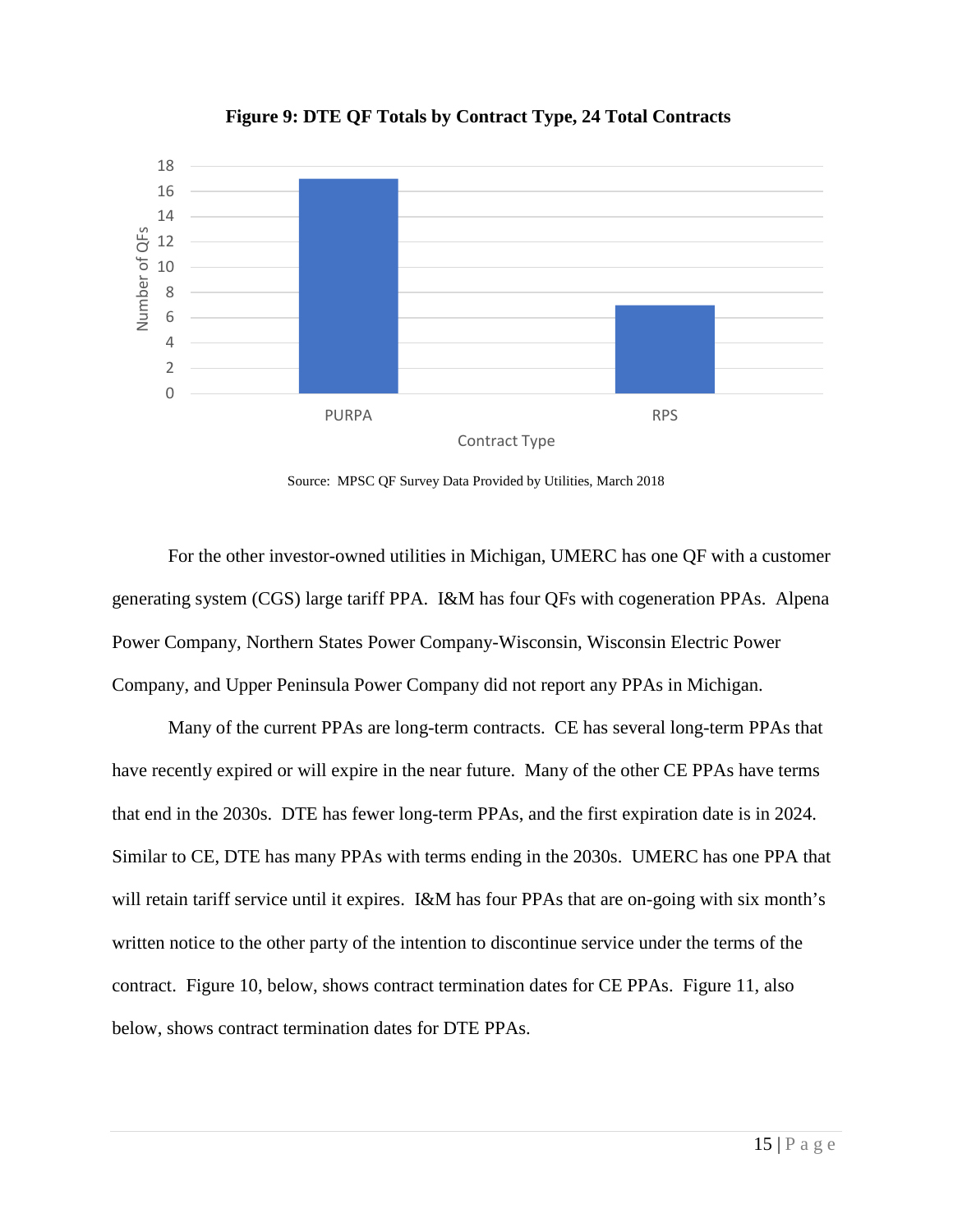**Figure 9: DTE QF Totals by Contract Type, 24 Total Contracts**

Source: MPSC QF Survey Data Provided by Utilities, March 2018

For the other investor-owned utilities in Michigan, UMERC has one QF with a customer generating system (CGS) large tariff PPA. I&M has four QFs with cogeneration PPAs. Alpena Power Company, Northern States Power Company-Wisconsin, Wisconsin Electric Power Company, and Upper Peninsula Power Company did not report any PPAs in Michigan.

Many of the current PPAs are long-term contracts. CE has several long-term PPAs that have recently expired or will expire in the near future. Many of the other CE PPAs have terms that end in the 2030s. DTE has fewer long-term PPAs, and the first expiration date is in 2024. Similar to CE, DTE has many PPAs with terms ending in the 2030s. UMERC has one PPA that will retain tariff service until it expires. I&M has four PPAs that are on-going with six month's written notice to the other party of the intention to discontinue service under the terms of the contract. Figure 10, below, shows contract termination dates for CE PPAs. Figure 11, also below, shows contract termination dates for DTE PPAs.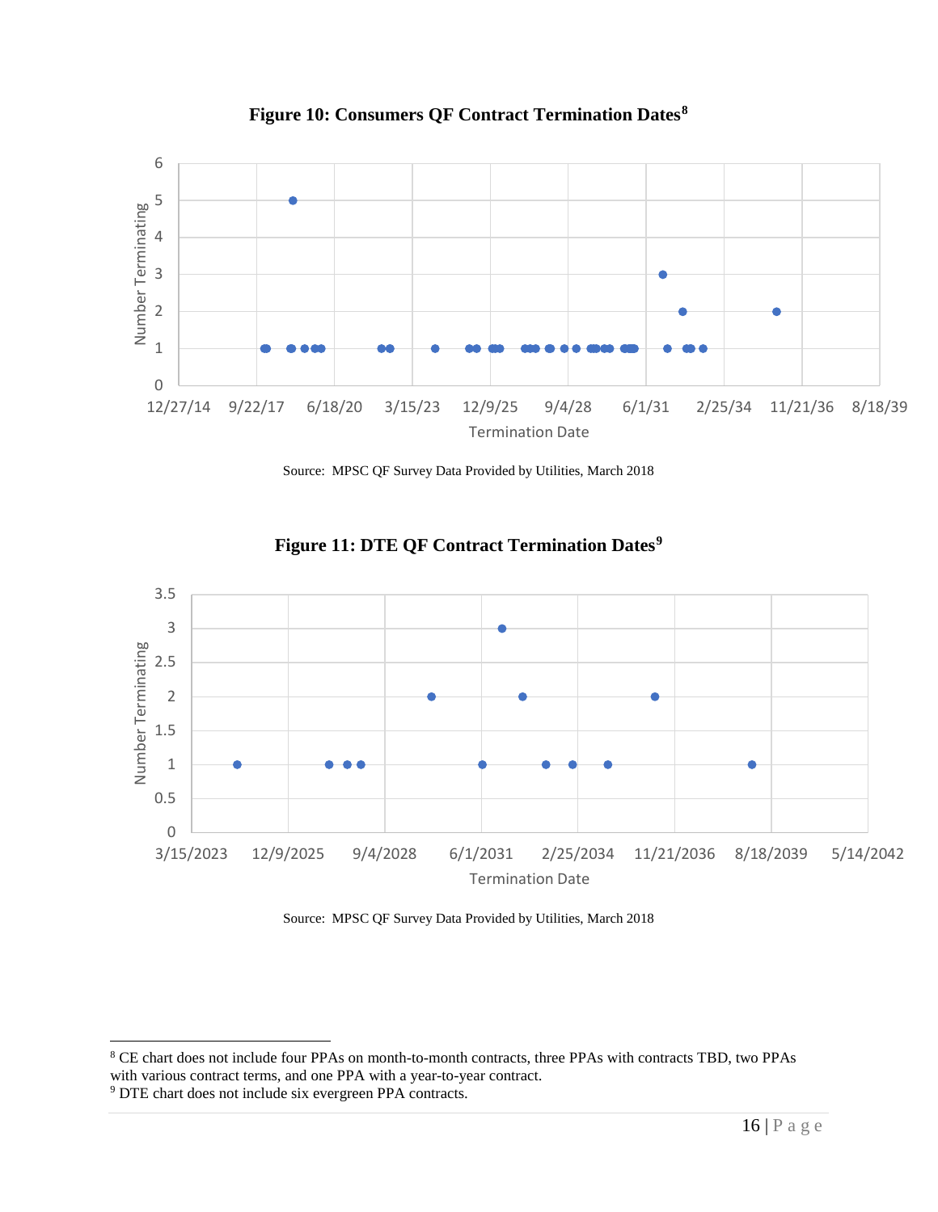**Figure 10: Consumers QF Contract Termination Dates**[8]

Source: MPSC QF Survey Data Provided by Utilities, March 2018

**Figure 11: DTE QF Contract Termination Dates**[9]

Source: MPSC QF Survey Data Provided by Utilities, March 2018

---

[8] CE chart does not include four PPAs on month-to-month contracts, three PPAs with contracts TBD, two PPAs with various contract terms, and one PPA with a year-to-year contract.

[9] DTE chart does not include six evergreen PPA contracts.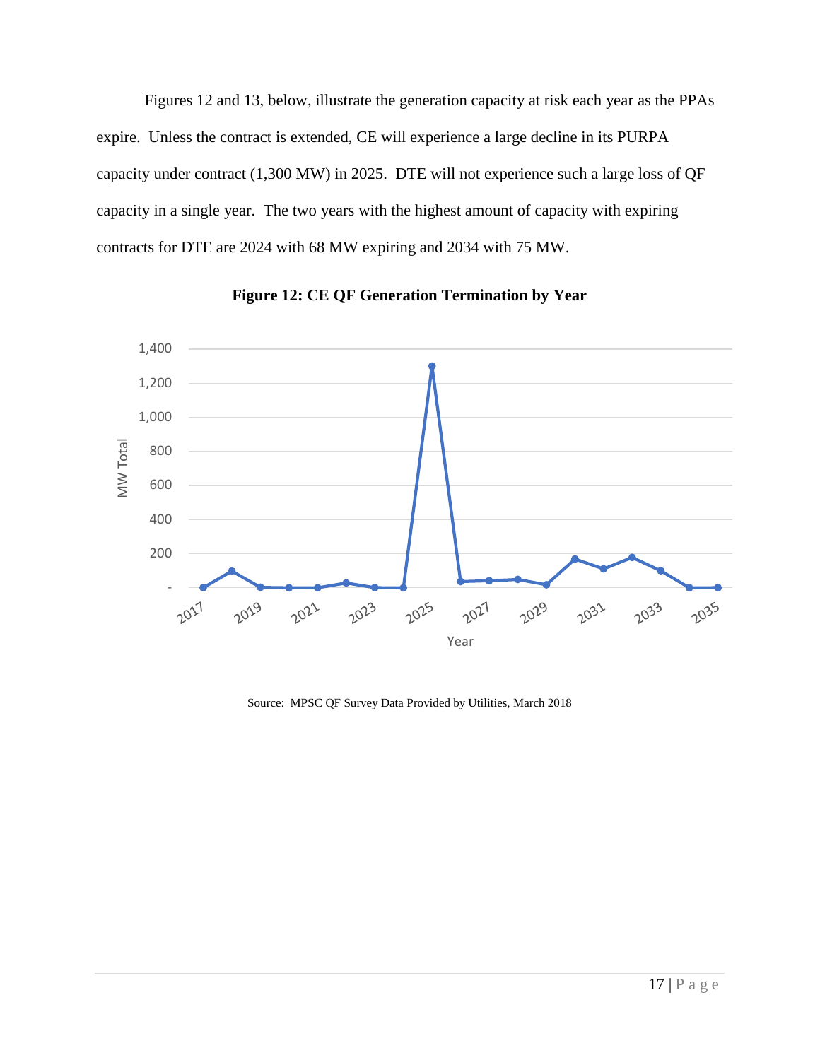Figures 12 and 13, below, illustrate the generation capacity at risk each year as the PPAs expire. Unless the contract is extended, CE will experience a large decline in its PURPA capacity under contract (1,300 MW) in 2025. DTE will not experience such a large loss of QF capacity in a single year. The two years with the highest amount of capacity with expiring contracts for DTE are 2024 with 68 MW expiring and 2034 with 75 MW.

**Figure 12: CE QF Generation Termination by Year**

Source: MPSC QF Survey Data Provided by Utilities, March 2018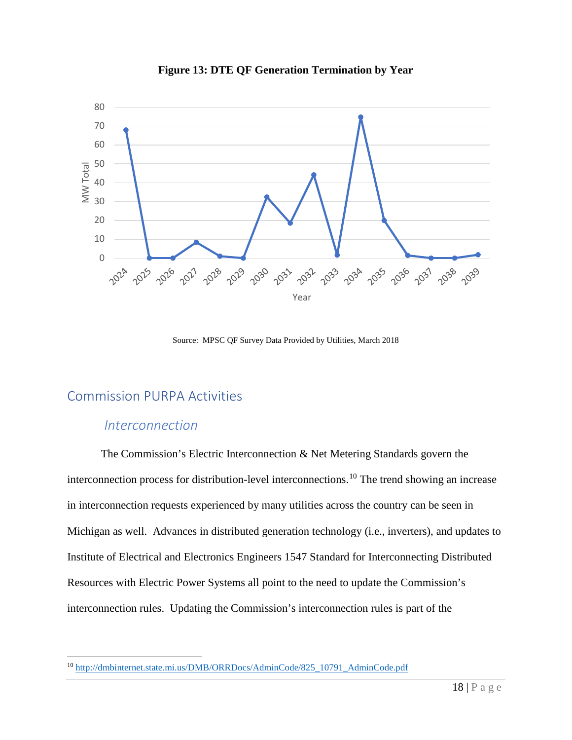**Figure 13: DTE QF Generation Termination by Year**

Source: MPSC QF Survey Data Provided by Utilities, March 2018

## Commission PURPA Activities

### *Interconnection*

The Commission's Electric Interconnection & Net Metering Standards govern the interconnection process for distribution-level interconnections.[10] The trend showing an increase in interconnection requests experienced by many utilities across the country can be seen in Michigan as well. Advances in distributed generation technology (i.e., inverters), and updates to Institute of Electrical and Electronics Engineers 1547 Standard for Interconnecting Distributed Resources with Electric Power Systems all point to the need to update the Commission's interconnection rules. Updating the Commission's interconnection rules is part of the

[10] http://dmbinternet.state.mi.us/DMB/ORRDocs/AdminCode/825_10791_AdminCode.pdf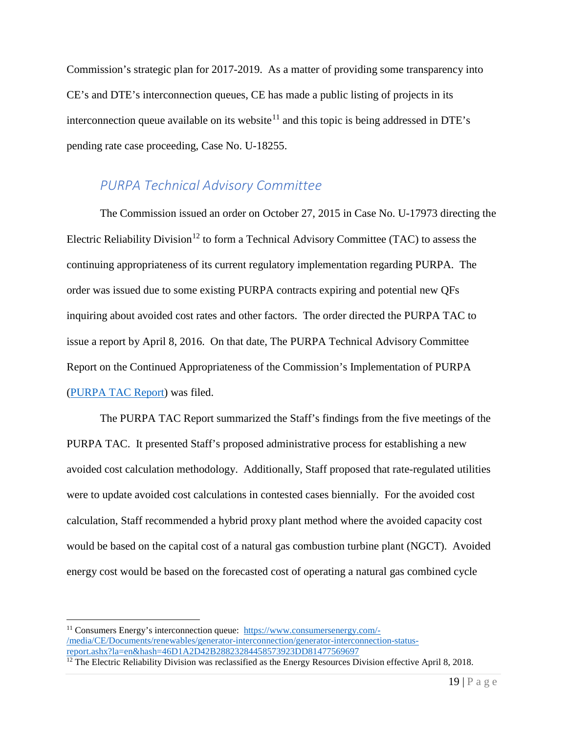Commission's strategic plan for 2017-2019. As a matter of providing some transparency into CE's and DTE's interconnection queues, CE has made a public listing of projects in its interconnection queue available on its website[11] and this topic is being addressed in DTE's pending rate case proceeding, Case No. U-18255.

### *PURPA Technical Advisory Committee*

The Commission issued an order on October 27, 2015 in Case No. U-17973 directing the Electric Reliability Division[12] to form a Technical Advisory Committee (TAC) to assess the continuing appropriateness of its current regulatory implementation regarding PURPA. The order was issued due to some existing PURPA contracts expiring and potential new QFs inquiring about avoided cost rates and other factors. The order directed the PURPA TAC to issue a report by April 8, 2016. On that date, The PURPA Technical Advisory Committee Report on the Continued Appropriateness of the Commission's Implementation of PURPA (PURPA TAC Report) was filed.

The PURPA TAC Report summarized the Staff's findings from the five meetings of the PURPA TAC. It presented Staff's proposed administrative process for establishing a new avoided cost calculation methodology. Additionally, Staff proposed that rate-regulated utilities were to update avoided cost calculations in contested cases biennially. For the avoided cost calculation, Staff recommended a hybrid proxy plant method where the avoided capacity cost would be based on the capital cost of a natural gas combustion turbine plant (NGCT). Avoided energy cost would be based on the forecasted cost of operating a natural gas combined cycle

---

[11] Consumers Energy's interconnection queue: https://www.consumersenergy.com/-/media/CE/Documents/renewables/generator-interconnection/generator-interconnection-status-report.ashx?la=en&hash=46D1A2D42B28823284458573923DD81477569697

[12] The Electric Reliability Division was reclassified as the Energy Resources Division effective April 8, 2018.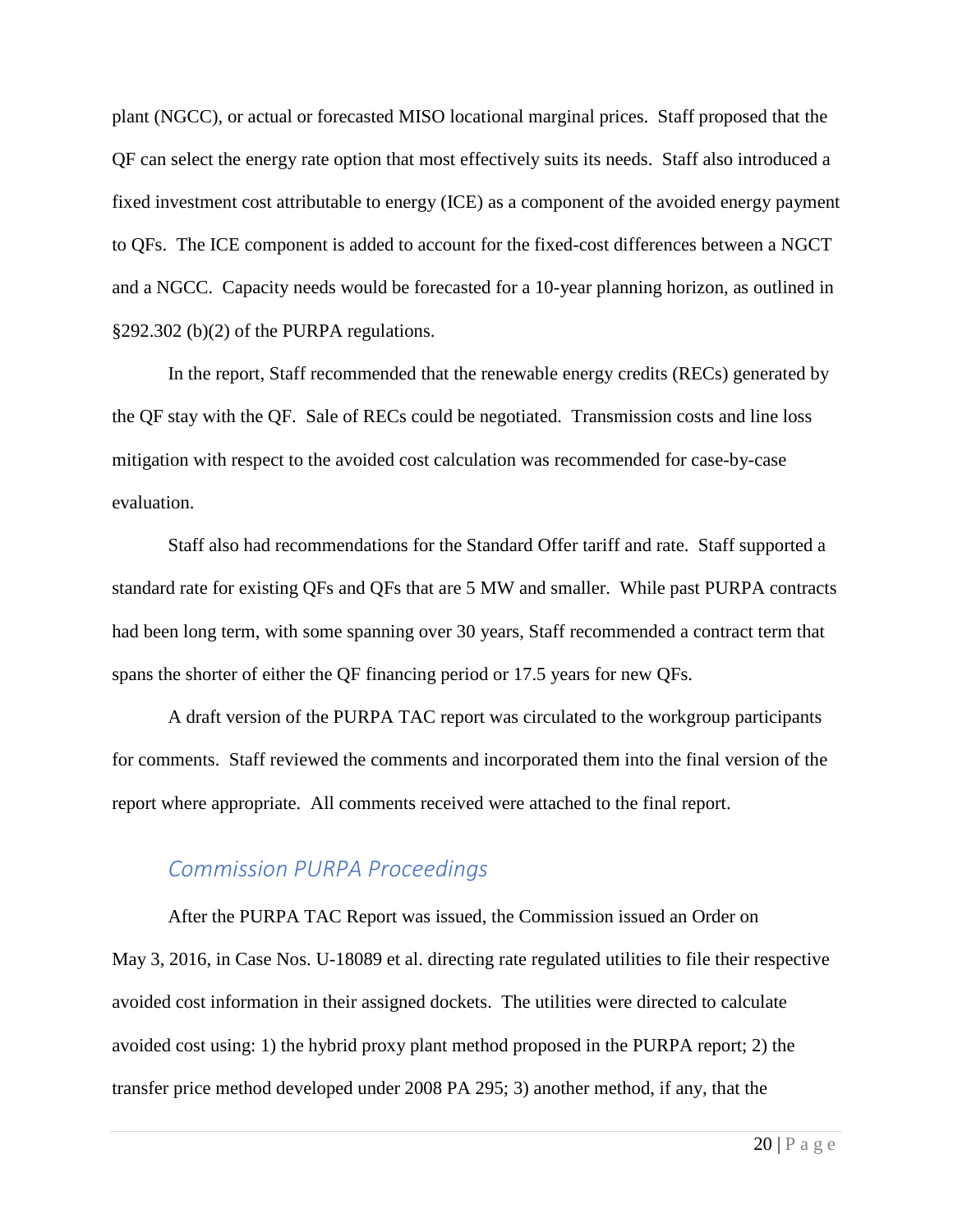plant (NGCC), or actual or forecasted MISO locational marginal prices. Staff proposed that the QF can select the energy rate option that most effectively suits its needs. Staff also introduced a fixed investment cost attributable to energy (ICE) as a component of the avoided energy payment to QFs. The ICE component is added to account for the fixed-cost differences between a NGCT and a NGCC. Capacity needs would be forecasted for a 10-year planning horizon, as outlined in §292.302 (b)(2) of the PURPA regulations.

In the report, Staff recommended that the renewable energy credits (RECs) generated by the QF stay with the QF. Sale of RECs could be negotiated. Transmission costs and line loss mitigation with respect to the avoided cost calculation was recommended for case-by-case evaluation.

Staff also had recommendations for the Standard Offer tariff and rate. Staff supported a standard rate for existing QFs and QFs that are 5 MW and smaller. While past PURPA contracts had been long term, with some spanning over 30 years, Staff recommended a contract term that spans the shorter of either the QF financing period or 17.5 years for new QFs.

A draft version of the PURPA TAC report was circulated to the workgroup participants for comments. Staff reviewed the comments and incorporated them into the final version of the report where appropriate. All comments received were attached to the final report.

## *Commission PURPA Proceedings*

After the PURPA TAC Report was issued, the Commission issued an Order on May 3, 2016, in Case Nos. U-18089 et al. directing rate regulated utilities to file their respective avoided cost information in their assigned dockets. The utilities were directed to calculate avoided cost using: 1) the hybrid proxy plant method proposed in the PURPA report; 2) the transfer price method developed under 2008 PA 295; 3) another method, if any, that the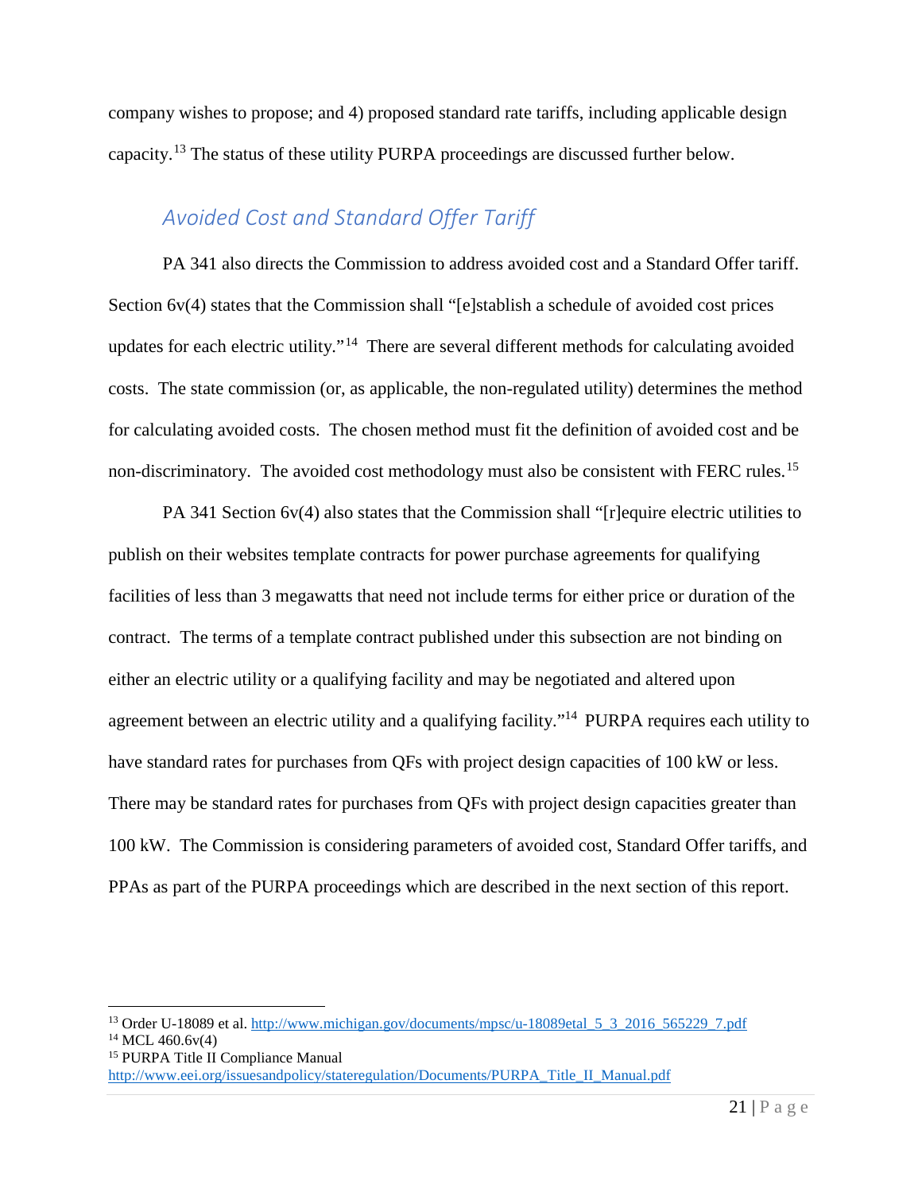company wishes to propose; and 4) proposed standard rate tariffs, including applicable design capacity.[13] The status of these utility PURPA proceedings are discussed further below.

## *Avoided Cost and Standard Offer Tariff*

PA 341 also directs the Commission to address avoided cost and a Standard Offer tariff. Section 6v(4) states that the Commission shall "[e]stablish a schedule of avoided cost prices updates for each electric utility."[14] There are several different methods for calculating avoided costs. The state commission (or, as applicable, the non-regulated utility) determines the method for calculating avoided costs. The chosen method must fit the definition of avoided cost and be non-discriminatory. The avoided cost methodology must also be consistent with FERC rules.[15]

PA 341 Section 6v(4) also states that the Commission shall "[r]equire electric utilities to publish on their websites template contracts for power purchase agreements for qualifying facilities of less than 3 megawatts that need not include terms for either price or duration of the contract. The terms of a template contract published under this subsection are not binding on either an electric utility or a qualifying facility and may be negotiated and altered upon agreement between an electric utility and a qualifying facility."[14] PURPA requires each utility to have standard rates for purchases from QFs with project design capacities of 100 kW or less. There may be standard rates for purchases from QFs with project design capacities greater than 100 kW. The Commission is considering parameters of avoided cost, Standard Offer tariffs, and PPAs as part of the PURPA proceedings which are described in the next section of this report.

---

[13] Order U-18089 et al. http://www.michigan.gov/documents/mpsc/u-18089etal_5_3_2016_565229_7.pdf

[14] MCL 460.6v(4)

[15] PURPA Title II Compliance Manual http://www.eei.org/issuesandpolicy/stateregulation/Documents/PURPA_Title_II_Manual.pdf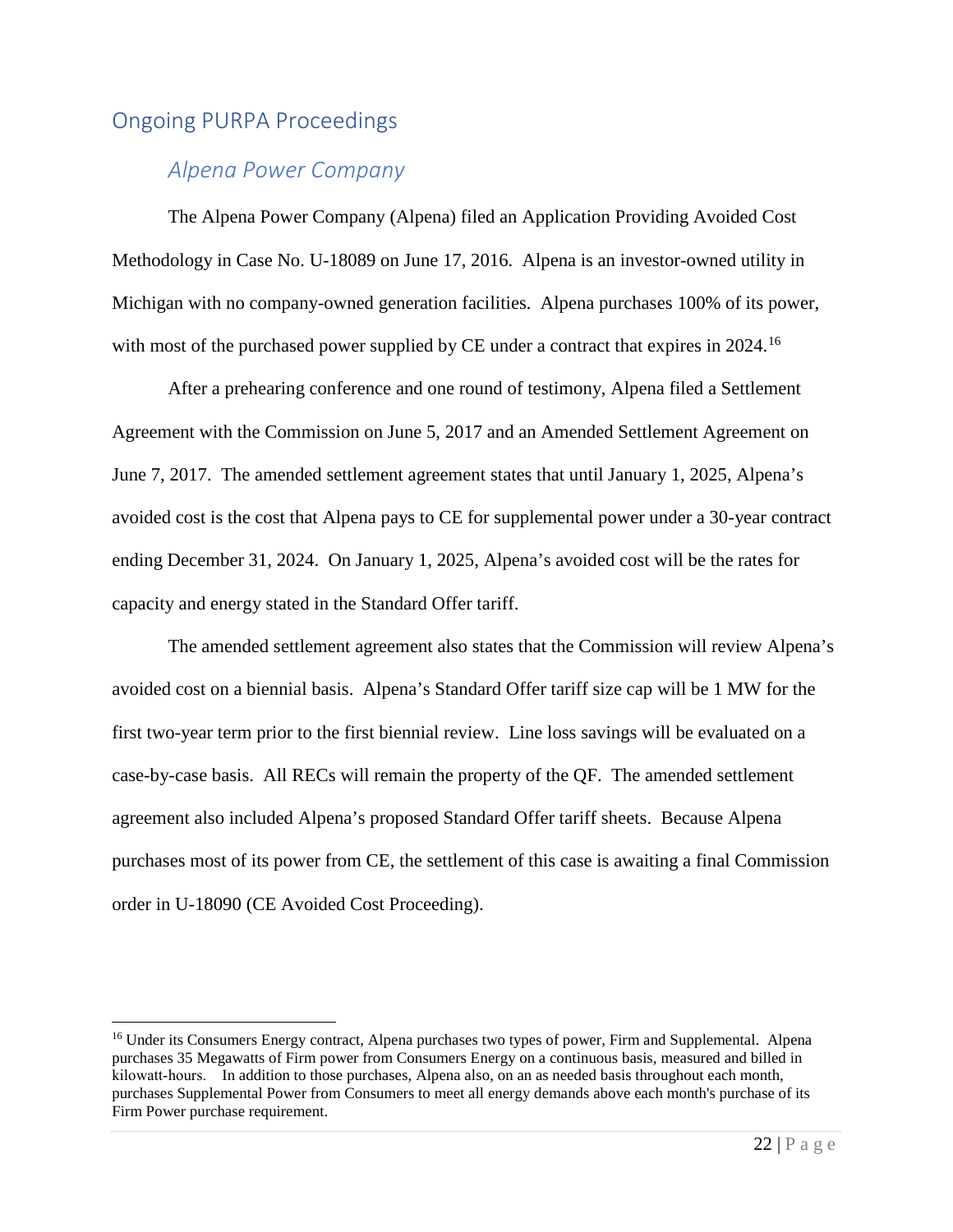## Ongoing PURPA Proceedings

### *Alpena Power Company*

The Alpena Power Company (Alpena) filed an Application Providing Avoided Cost Methodology in Case No. U-18089 on June 17, 2016. Alpena is an investor-owned utility in Michigan with no company-owned generation facilities. Alpena purchases 100% of its power, with most of the purchased power supplied by CE under a contract that expires in 2024.[16]

After a prehearing conference and one round of testimony, Alpena filed a Settlement Agreement with the Commission on June 5, 2017 and an Amended Settlement Agreement on June 7, 2017. The amended settlement agreement states that until January 1, 2025, Alpena's avoided cost is the cost that Alpena pays to CE for supplemental power under a 30-year contract ending December 31, 2024. On January 1, 2025, Alpena's avoided cost will be the rates for capacity and energy stated in the Standard Offer tariff.

The amended settlement agreement also states that the Commission will review Alpena's avoided cost on a biennial basis. Alpena's Standard Offer tariff size cap will be 1 MW for the first two-year term prior to the first biennial review. Line loss savings will be evaluated on a case-by-case basis. All RECs will remain the property of the QF. The amended settlement agreement also included Alpena's proposed Standard Offer tariff sheets. Because Alpena purchases most of its power from CE, the settlement of this case is awaiting a final Commission order in U-18090 (CE Avoided Cost Proceeding).

---

[16] Under its Consumers Energy contract, Alpena purchases two types of power, Firm and Supplemental. Alpena purchases 35 Megawatts of Firm power from Consumers Energy on a continuous basis, measured and billed in kilowatt-hours. In addition to those purchases, Alpena also, on an as needed basis throughout each month, purchases Supplemental Power from Consumers to meet all energy demands above each month's purchase of its Firm Power purchase requirement.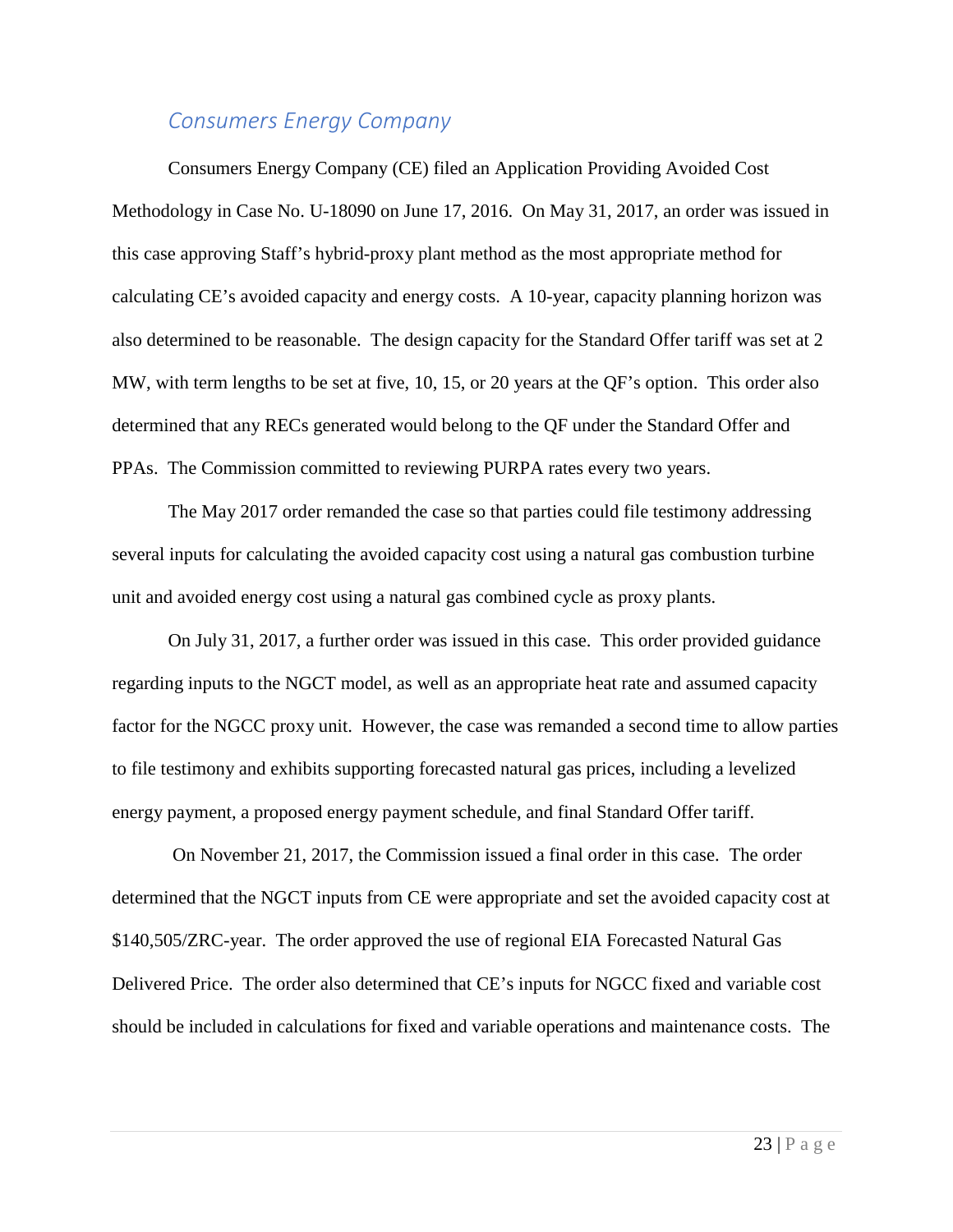## *Consumers Energy Company*

Consumers Energy Company (CE) filed an Application Providing Avoided Cost Methodology in Case No. U-18090 on June 17, 2016. On May 31, 2017, an order was issued in this case approving Staff's hybrid-proxy plant method as the most appropriate method for calculating CE's avoided capacity and energy costs. A 10-year, capacity planning horizon was also determined to be reasonable. The design capacity for the Standard Offer tariff was set at 2 MW, with term lengths to be set at five, 10, 15, or 20 years at the QF's option. This order also determined that any RECs generated would belong to the QF under the Standard Offer and PPAs. The Commission committed to reviewing PURPA rates every two years.

The May 2017 order remanded the case so that parties could file testimony addressing several inputs for calculating the avoided capacity cost using a natural gas combustion turbine unit and avoided energy cost using a natural gas combined cycle as proxy plants.

On July 31, 2017, a further order was issued in this case. This order provided guidance regarding inputs to the NGCT model, as well as an appropriate heat rate and assumed capacity factor for the NGCC proxy unit. However, the case was remanded a second time to allow parties to file testimony and exhibits supporting forecasted natural gas prices, including a levelized energy payment, a proposed energy payment schedule, and final Standard Offer tariff.

On November 21, 2017, the Commission issued a final order in this case. The order determined that the NGCT inputs from CE were appropriate and set the avoided capacity cost at $140,505/ZRC-year. The order approved the use of regional EIA Forecasted Natural Gas Delivered Price. The order also determined that CE's inputs for NGCC fixed and variable cost should be included in calculations for fixed and variable operations and maintenance costs. The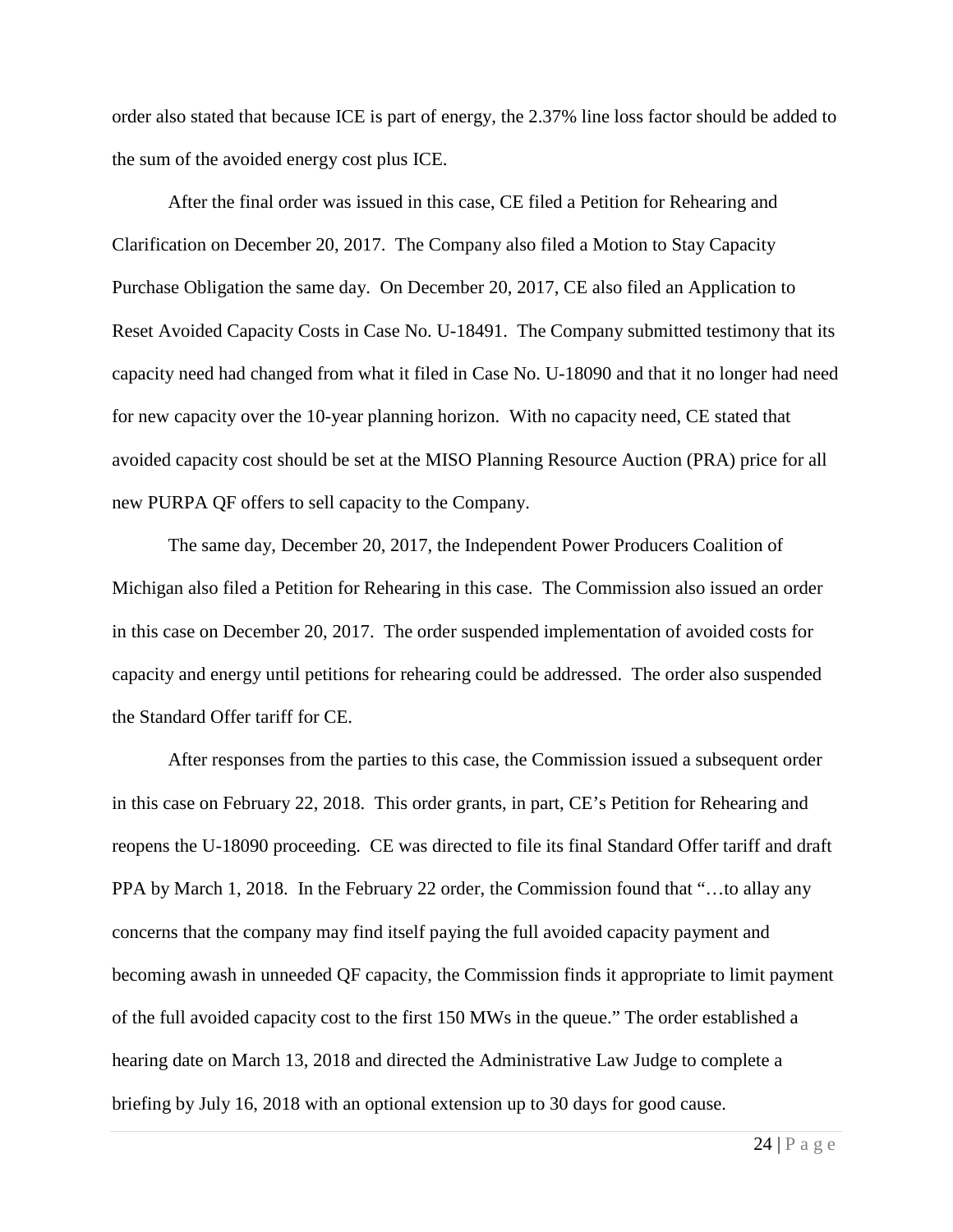order also stated that because ICE is part of energy, the 2.37% line loss factor should be added to the sum of the avoided energy cost plus ICE.

After the final order was issued in this case, CE filed a Petition for Rehearing and Clarification on December 20, 2017. The Company also filed a Motion to Stay Capacity Purchase Obligation the same day. On December 20, 2017, CE also filed an Application to Reset Avoided Capacity Costs in Case No. U-18491. The Company submitted testimony that its capacity need had changed from what it filed in Case No. U-18090 and that it no longer had need for new capacity over the 10-year planning horizon. With no capacity need, CE stated that avoided capacity cost should be set at the MISO Planning Resource Auction (PRA) price for all new PURPA QF offers to sell capacity to the Company.

The same day, December 20, 2017, the Independent Power Producers Coalition of Michigan also filed a Petition for Rehearing in this case. The Commission also issued an order in this case on December 20, 2017. The order suspended implementation of avoided costs for capacity and energy until petitions for rehearing could be addressed. The order also suspended the Standard Offer tariff for CE.

After responses from the parties to this case, the Commission issued a subsequent order in this case on February 22, 2018. This order grants, in part, CE's Petition for Rehearing and reopens the U-18090 proceeding. CE was directed to file its final Standard Offer tariff and draft PPA by March 1, 2018. In the February 22 order, the Commission found that "…to allay any concerns that the company may find itself paying the full avoided capacity payment and becoming awash in unneeded QF capacity, the Commission finds it appropriate to limit payment of the full avoided capacity cost to the first 150 MWs in the queue." The order established a hearing date on March 13, 2018 and directed the Administrative Law Judge to complete a briefing by July 16, 2018 with an optional extension up to 30 days for good cause.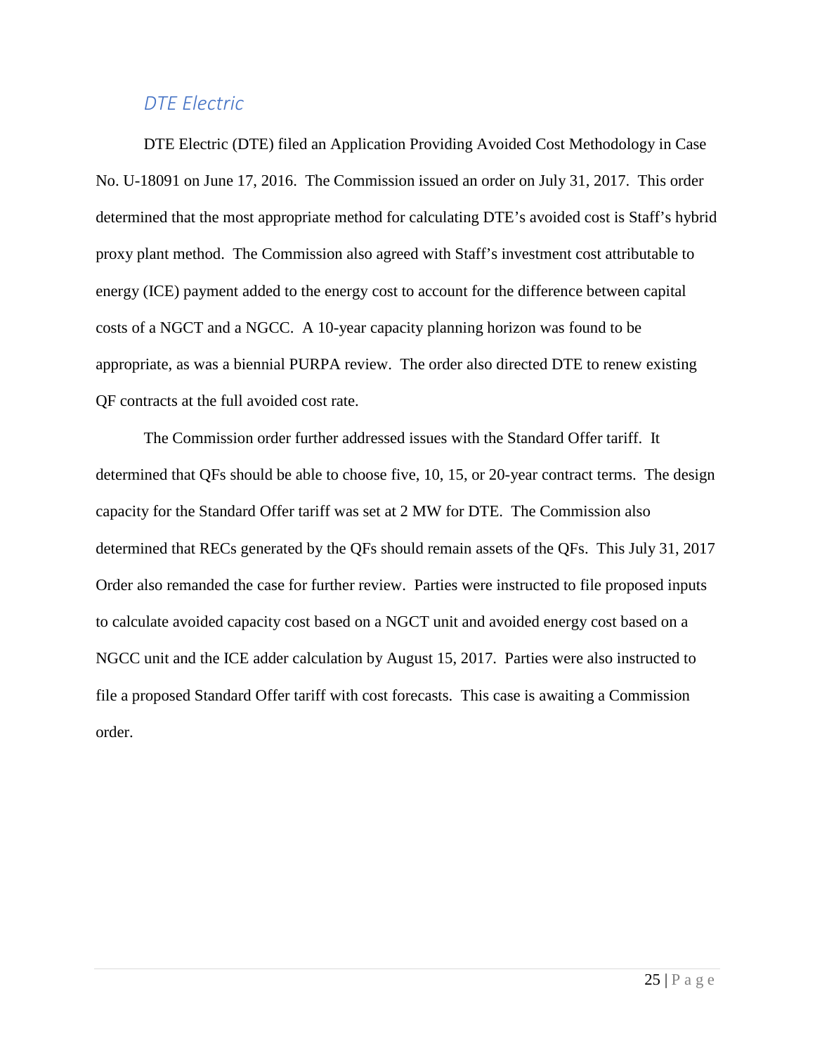### *DTE Electric*

DTE Electric (DTE) filed an Application Providing Avoided Cost Methodology in Case No. U-18091 on June 17, 2016. The Commission issued an order on July 31, 2017. This order determined that the most appropriate method for calculating DTE's avoided cost is Staff's hybrid proxy plant method. The Commission also agreed with Staff's investment cost attributable to energy (ICE) payment added to the energy cost to account for the difference between capital costs of a NGCT and a NGCC. A 10-year capacity planning horizon was found to be appropriate, as was a biennial PURPA review. The order also directed DTE to renew existing QF contracts at the full avoided cost rate.

The Commission order further addressed issues with the Standard Offer tariff. It determined that QFs should be able to choose five, 10, 15, or 20-year contract terms. The design capacity for the Standard Offer tariff was set at 2 MW for DTE. The Commission also determined that RECs generated by the QFs should remain assets of the QFs. This July 31, 2017 Order also remanded the case for further review. Parties were instructed to file proposed inputs to calculate avoided capacity cost based on a NGCT unit and avoided energy cost based on a NGCC unit and the ICE adder calculation by August 15, 2017. Parties were also instructed to file a proposed Standard Offer tariff with cost forecasts. This case is awaiting a Commission order.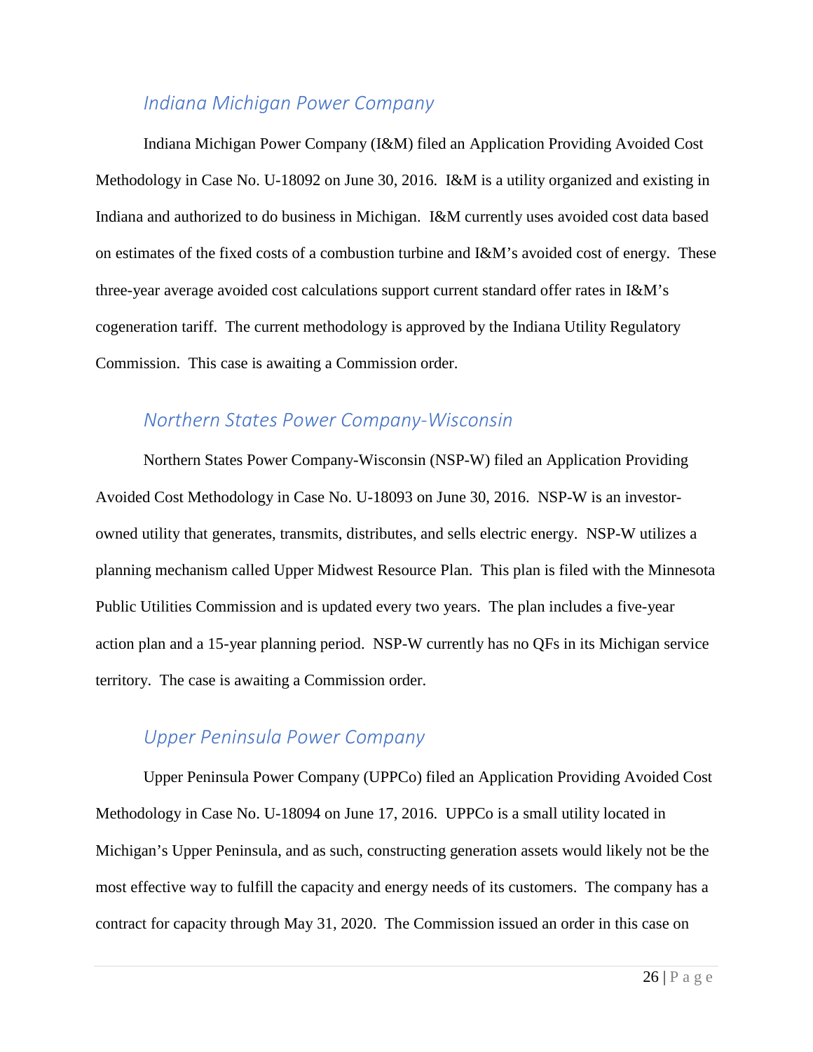### *Indiana Michigan Power Company*

Indiana Michigan Power Company (I&M) filed an Application Providing Avoided Cost Methodology in Case No. U-18092 on June 30, 2016. I&M is a utility organized and existing in Indiana and authorized to do business in Michigan. I&M currently uses avoided cost data based on estimates of the fixed costs of a combustion turbine and I&M's avoided cost of energy. These three-year average avoided cost calculations support current standard offer rates in I&M's cogeneration tariff. The current methodology is approved by the Indiana Utility Regulatory Commission. This case is awaiting a Commission order.

### *Northern States Power Company-Wisconsin*

Northern States Power Company-Wisconsin (NSP-W) filed an Application Providing Avoided Cost Methodology in Case No. U-18093 on June 30, 2016. NSP-W is an investor-owned utility that generates, transmits, distributes, and sells electric energy. NSP-W utilizes a planning mechanism called Upper Midwest Resource Plan. This plan is filed with the Minnesota Public Utilities Commission and is updated every two years. The plan includes a five-year action plan and a 15-year planning period. NSP-W currently has no QFs in its Michigan service territory. The case is awaiting a Commission order.

### *Upper Peninsula Power Company*

Upper Peninsula Power Company (UPPCo) filed an Application Providing Avoided Cost Methodology in Case No. U-18094 on June 17, 2016. UPPCo is a small utility located in Michigan's Upper Peninsula, and as such, constructing generation assets would likely not be the most effective way to fulfill the capacity and energy needs of its customers. The company has a contract for capacity through May 31, 2020. The Commission issued an order in this case on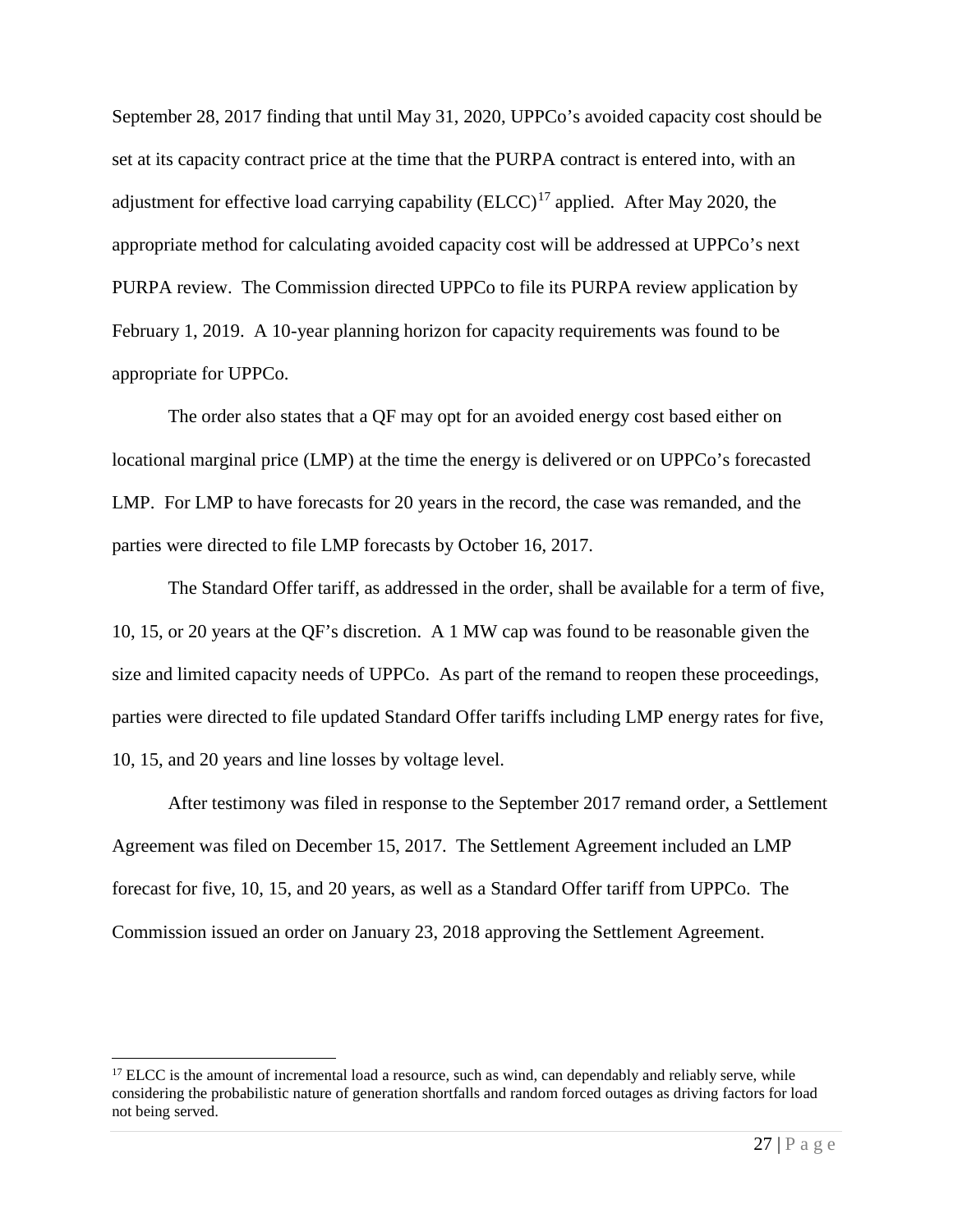September 28, 2017 finding that until May 31, 2020, UPPCo's avoided capacity cost should be set at its capacity contract price at the time that the PURPA contract is entered into, with an adjustment for effective load carrying capability (ELCC)[17] applied. After May 2020, the appropriate method for calculating avoided capacity cost will be addressed at UPPCo's next PURPA review. The Commission directed UPPCo to file its PURPA review application by February 1, 2019. A 10-year planning horizon for capacity requirements was found to be appropriate for UPPCo.

The order also states that a QF may opt for an avoided energy cost based either on locational marginal price (LMP) at the time the energy is delivered or on UPPCo's forecasted LMP. For LMP to have forecasts for 20 years in the record, the case was remanded, and the parties were directed to file LMP forecasts by October 16, 2017.

The Standard Offer tariff, as addressed in the order, shall be available for a term of five, 10, 15, or 20 years at the QF's discretion. A 1 MW cap was found to be reasonable given the size and limited capacity needs of UPPCo. As part of the remand to reopen these proceedings, parties were directed to file updated Standard Offer tariffs including LMP energy rates for five, 10, 15, and 20 years and line losses by voltage level.

After testimony was filed in response to the September 2017 remand order, a Settlement Agreement was filed on December 15, 2017. The Settlement Agreement included an LMP forecast for five, 10, 15, and 20 years, as well as a Standard Offer tariff from UPPCo. The Commission issued an order on January 23, 2018 approving the Settlement Agreement.

[17] ELCC is the amount of incremental load a resource, such as wind, can dependably and reliably serve, while considering the probabilistic nature of generation shortfalls and random forced outages as driving factors for load not being served.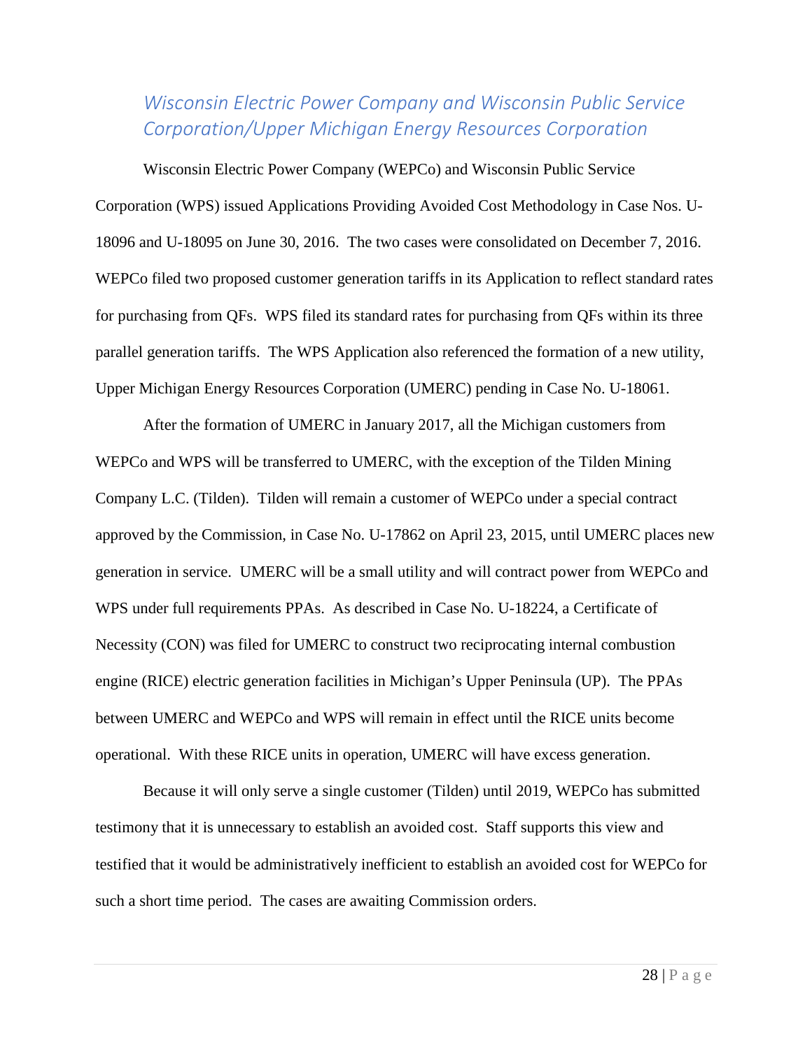### *Wisconsin Electric Power Company and Wisconsin Public Service Corporation/Upper Michigan Energy Resources Corporation*

Wisconsin Electric Power Company (WEPCo) and Wisconsin Public Service Corporation (WPS) issued Applications Providing Avoided Cost Methodology in Case Nos. U-18096 and U-18095 on June 30, 2016. The two cases were consolidated on December 7, 2016. WEPCo filed two proposed customer generation tariffs in its Application to reflect standard rates for purchasing from QFs. WPS filed its standard rates for purchasing from QFs within its three parallel generation tariffs. The WPS Application also referenced the formation of a new utility, Upper Michigan Energy Resources Corporation (UMERC) pending in Case No. U-18061.

After the formation of UMERC in January 2017, all the Michigan customers from WEPCo and WPS will be transferred to UMERC, with the exception of the Tilden Mining Company L.C. (Tilden). Tilden will remain a customer of WEPCo under a special contract approved by the Commission, in Case No. U-17862 on April 23, 2015, until UMERC places new generation in service. UMERC will be a small utility and will contract power from WEPCo and WPS under full requirements PPAs. As described in Case No. U-18224, a Certificate of Necessity (CON) was filed for UMERC to construct two reciprocating internal combustion engine (RICE) electric generation facilities in Michigan's Upper Peninsula (UP). The PPAs between UMERC and WEPCo and WPS will remain in effect until the RICE units become operational. With these RICE units in operation, UMERC will have excess generation.

Because it will only serve a single customer (Tilden) until 2019, WEPCo has submitted testimony that it is unnecessary to establish an avoided cost. Staff supports this view and testified that it would be administratively inefficient to establish an avoided cost for WEPCo for such a short time period. The cases are awaiting Commission orders.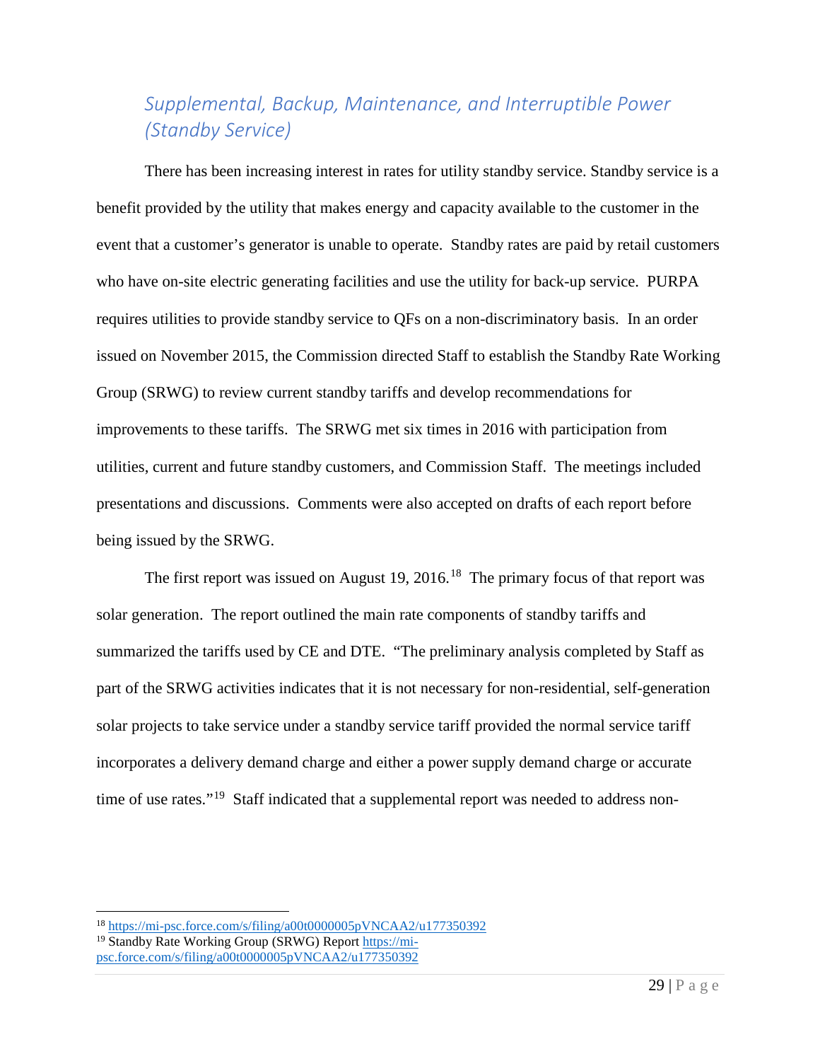## *Supplemental, Backup, Maintenance, and Interruptible Power (Standby Service)*

There has been increasing interest in rates for utility standby service. Standby service is a benefit provided by the utility that makes energy and capacity available to the customer in the event that a customer's generator is unable to operate. Standby rates are paid by retail customers who have on-site electric generating facilities and use the utility for back-up service. PURPA requires utilities to provide standby service to QFs on a non-discriminatory basis. In an order issued on November 2015, the Commission directed Staff to establish the Standby Rate Working Group (SRWG) to review current standby tariffs and develop recommendations for improvements to these tariffs. The SRWG met six times in 2016 with participation from utilities, current and future standby customers, and Commission Staff. The meetings included presentations and discussions. Comments were also accepted on drafts of each report before being issued by the SRWG.

The first report was issued on August 19, 2016.[18] The primary focus of that report was solar generation. The report outlined the main rate components of standby tariffs and summarized the tariffs used by CE and DTE. "The preliminary analysis completed by Staff as part of the SRWG activities indicates that it is not necessary for non-residential, self-generation solar projects to take service under a standby service tariff provided the normal service tariff incorporates a delivery demand charge and either a power supply demand charge or accurate time of use rates."[19] Staff indicated that a supplemental report was needed to address non-

---

[18] https://mi-psc.force.com/s/filing/a00t0000005pVNCAA2/u177350392

[19] Standby Rate Working Group (SRWG) Report https://mi-psc.force.com/s/filing/a00t0000005pVNCAA2/u177350392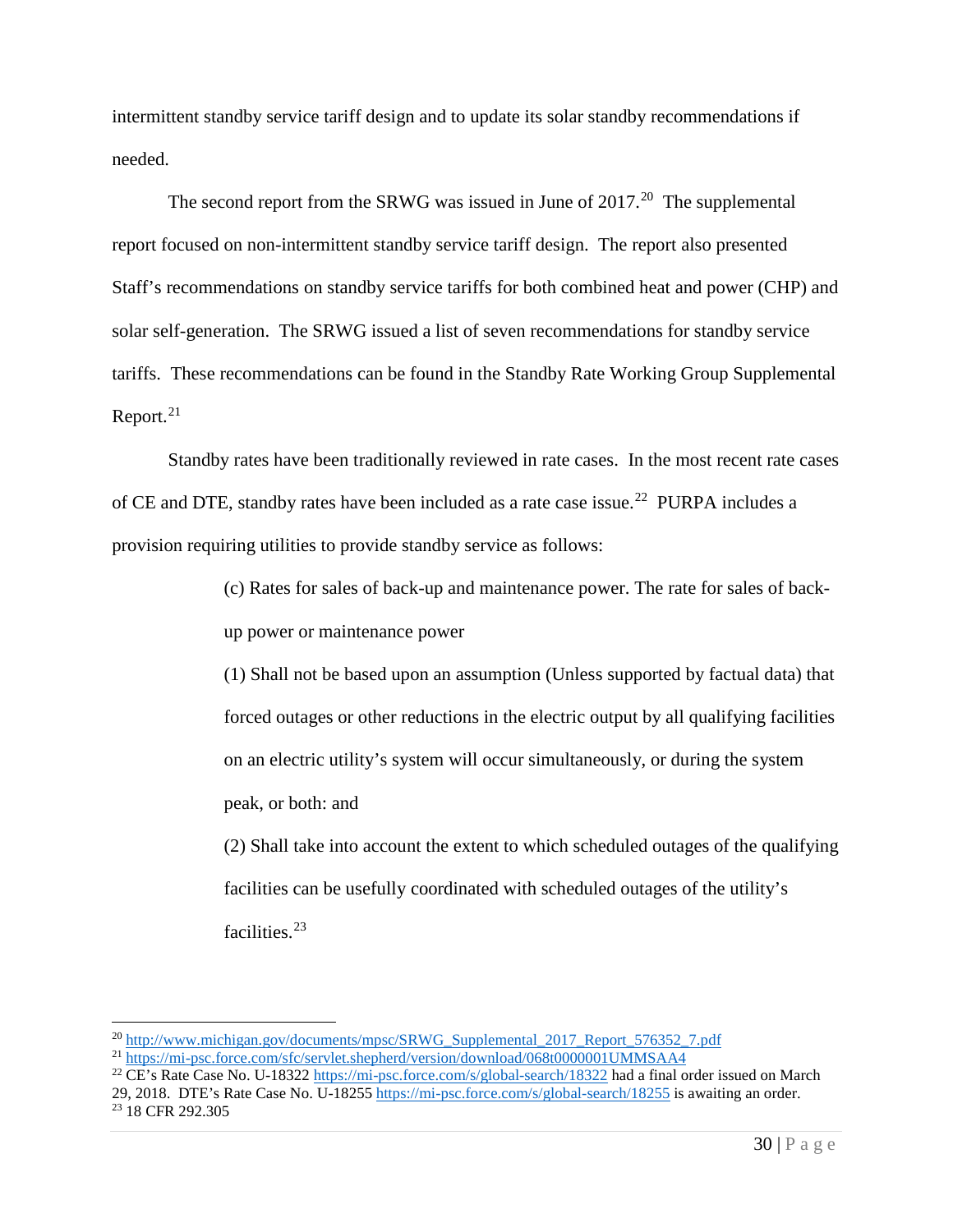intermittent standby service tariff design and to update its solar standby recommendations if needed.

The second report from the SRWG was issued in June of 2017.[20] The supplemental report focused on non-intermittent standby service tariff design. The report also presented Staff's recommendations on standby service tariffs for both combined heat and power (CHP) and solar self-generation. The SRWG issued a list of seven recommendations for standby service tariffs. These recommendations can be found in the Standby Rate Working Group Supplemental Report.[21]

Standby rates have been traditionally reviewed in rate cases. In the most recent rate cases of CE and DTE, standby rates have been included as a rate case issue.[22] PURPA includes a provision requiring utilities to provide standby service as follows:

> (c) Rates for sales of back-up and maintenance power. The rate for sales of back-up power or maintenance power
>
> (1) Shall not be based upon an assumption (Unless supported by factual data) that forced outages or other reductions in the electric output by all qualifying facilities on an electric utility's system will occur simultaneously, or during the system peak, or both: and
>
> (2) Shall take into account the extent to which scheduled outages of the qualifying facilities can be usefully coordinated with scheduled outages of the utility's facilities.[23]

---

[20] http://www.michigan.gov/documents/mpsc/SRWG_Supplemental_2017_Report_576352_7.pdf

[21] https://mi-psc.force.com/sfc/servlet.shepherd/version/download/068t0000001UMMSAA4

[22] CE's Rate Case No. U-18322 https://mi-psc.force.com/s/global-search/18322 had a final order issued on March 29, 2018. DTE's Rate Case No. U-18255 https://mi-psc.force.com/s/global-search/18255 is awaiting an order.

[23] 18 CFR 292.305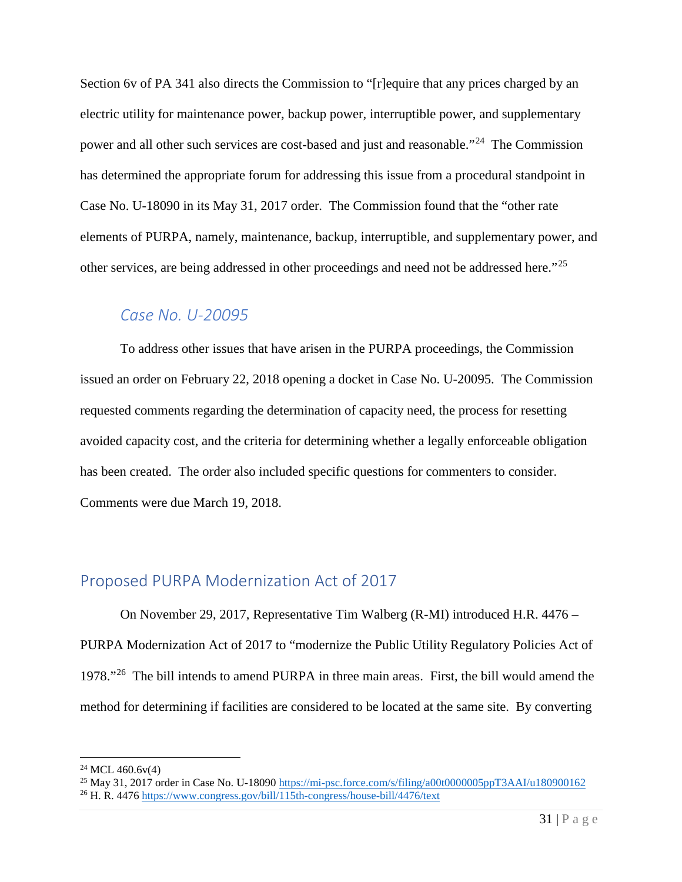Section 6v of PA 341 also directs the Commission to "[r]equire that any prices charged by an electric utility for maintenance power, backup power, interruptible power, and supplementary power and all other such services are cost-based and just and reasonable."[24] The Commission has determined the appropriate forum for addressing this issue from a procedural standpoint in Case No. U-18090 in its May 31, 2017 order. The Commission found that the "other rate elements of PURPA, namely, maintenance, backup, interruptible, and supplementary power, and other services, are being addressed in other proceedings and need not be addressed here."[25]

### *Case No. U-20095*

To address other issues that have arisen in the PURPA proceedings, the Commission issued an order on February 22, 2018 opening a docket in Case No. U-20095. The Commission requested comments regarding the determination of capacity need, the process for resetting avoided capacity cost, and the criteria for determining whether a legally enforceable obligation has been created. The order also included specific questions for commenters to consider. Comments were due March 19, 2018.

## Proposed PURPA Modernization Act of 2017

On November 29, 2017, Representative Tim Walberg (R-MI) introduced H.R. 4476 – PURPA Modernization Act of 2017 to "modernize the Public Utility Regulatory Policies Act of 1978."[26] The bill intends to amend PURPA in three main areas. First, the bill would amend the method for determining if facilities are considered to be located at the same site. By converting

---

[24] MCL 460.6v(4)

[25] May 31, 2017 order in Case No. U-18090 https://mi-psc.force.com/s/filing/a00t0000005ppT3AAI/u180900162

[26] H. R. 4476 https://www.congress.gov/bill/115th-congress/house-bill/4476/text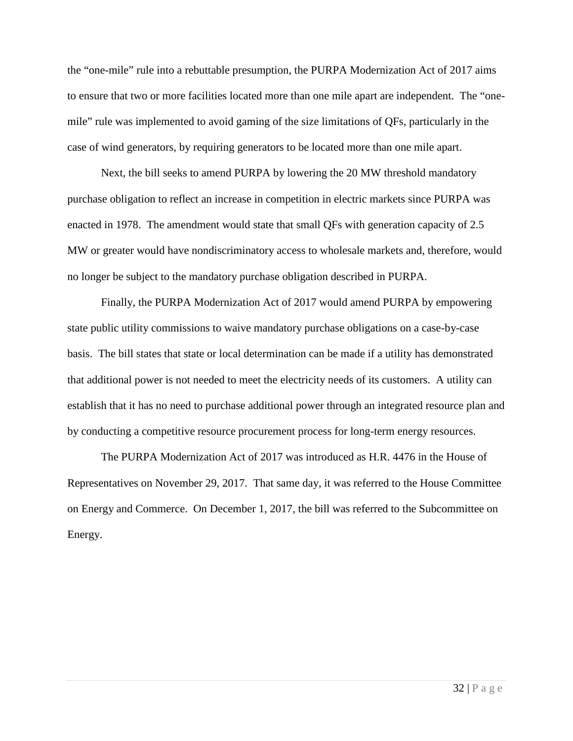the "one-mile" rule into a rebuttable presumption, the PURPA Modernization Act of 2017 aims to ensure that two or more facilities located more than one mile apart are independent. The "one-mile" rule was implemented to avoid gaming of the size limitations of QFs, particularly in the case of wind generators, by requiring generators to be located more than one mile apart.

Next, the bill seeks to amend PURPA by lowering the 20 MW threshold mandatory purchase obligation to reflect an increase in competition in electric markets since PURPA was enacted in 1978. The amendment would state that small QFs with generation capacity of 2.5 MW or greater would have nondiscriminatory access to wholesale markets and, therefore, would no longer be subject to the mandatory purchase obligation described in PURPA.

Finally, the PURPA Modernization Act of 2017 would amend PURPA by empowering state public utility commissions to waive mandatory purchase obligations on a case-by-case basis. The bill states that state or local determination can be made if a utility has demonstrated that additional power is not needed to meet the electricity needs of its customers. A utility can establish that it has no need to purchase additional power through an integrated resource plan and by conducting a competitive resource procurement process for long-term energy resources.

The PURPA Modernization Act of 2017 was introduced as H.R. 4476 in the House of Representatives on November 29, 2017. That same day, it was referred to the House Committee on Energy and Commerce. On December 1, 2017, the bill was referred to the Subcommittee on Energy.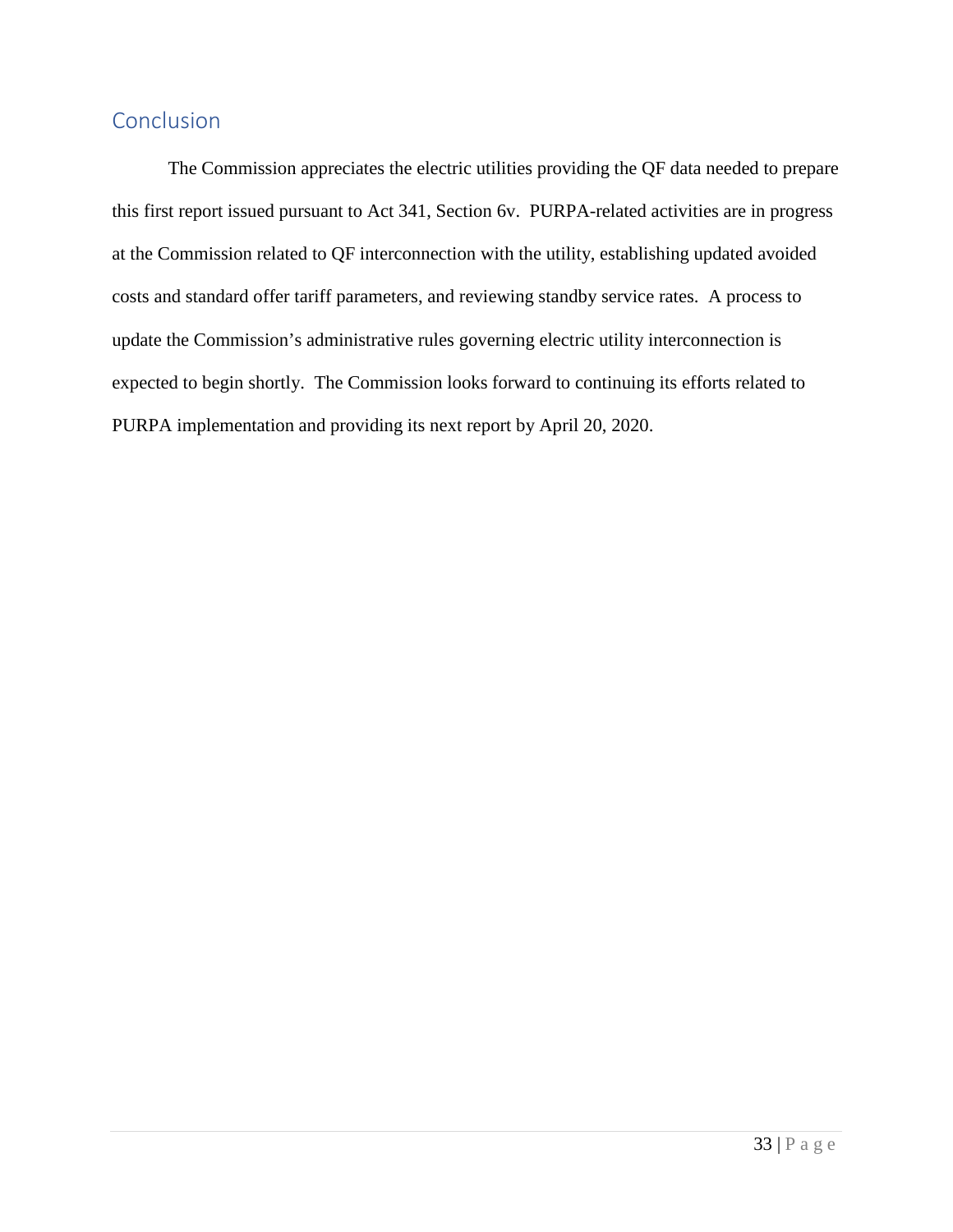## Conclusion

The Commission appreciates the electric utilities providing the QF data needed to prepare this first report issued pursuant to Act 341, Section 6v. PURPA-related activities are in progress at the Commission related to QF interconnection with the utility, establishing updated avoided costs and standard offer tariff parameters, and reviewing standby service rates. A process to update the Commission's administrative rules governing electric utility interconnection is expected to begin shortly. The Commission looks forward to continuing its efforts related to PURPA implementation and providing its next report by April 20, 2020.